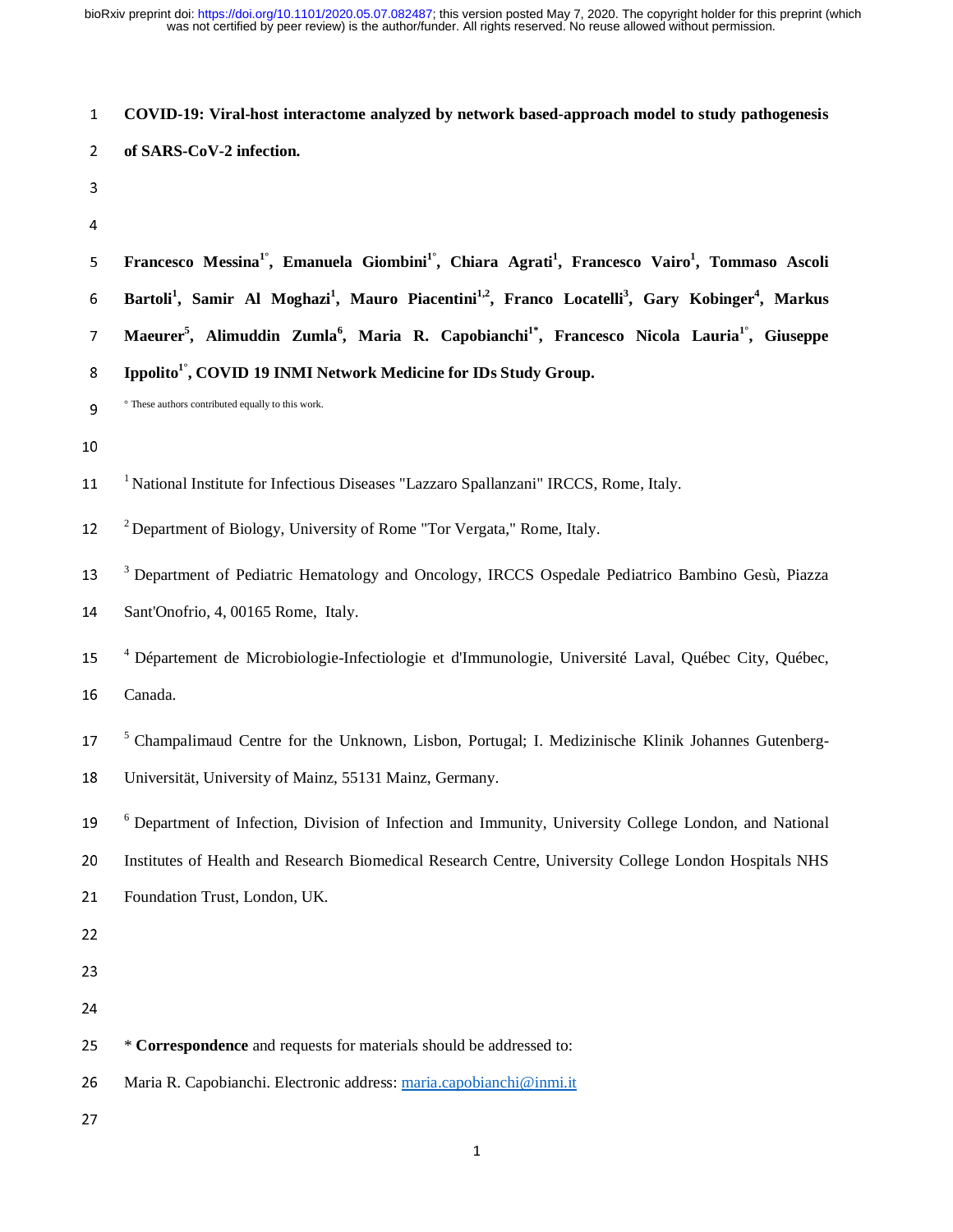# COVID-19: Viral-host interactome analyzed by network based-approach model to study pathogenesis of SARS-CoV-2 infection.

**Francesco Messina[1°], Emanuela Giombini[1°], Chiara Agrati[1], Francesco Vairo[1], Tommaso Ascoli Bartoli[1], Samir Al Moghazi[1], Mauro Piacentini[1,2], Franco Locatelli[3], Gary Kobinger[4], Markus Maeurer[5], Alimuddin Zumla[6], Maria R. Capobianchi[1*], Francesco Nicola Lauria[1°], Giuseppe Ippolito[1°], COVID 19 INMI Network Medicine for IDs Study Group.**

° These authors contributed equally to this work.

[1] National Institute for Infectious Diseases "Lazzaro Spallanzani" IRCCS, Rome, Italy.

[2] Department of Biology, University of Rome "Tor Vergata," Rome, Italy.

[3] Department of Pediatric Hematology and Oncology, IRCCS Ospedale Pediatrico Bambino Gesù, Piazza Sant'Onofrio, 4, 00165 Rome, Italy.

[4] Département de Microbiologie-Infectiologie et d'Immunologie, Université Laval, Québec City, Québec, Canada.

[5] Champalimaud Centre for the Unknown, Lisbon, Portugal; I. Medizinische Klinik Johannes Gutenberg-Universität, University of Mainz, 55131 Mainz, Germany.

[6] Department of Infection, Division of Infection and Immunity, University College London, and National Institutes of Health and Research Biomedical Research Centre, University College London Hospitals NHS Foundation Trust, London, UK.

\* **Correspondence** and requests for materials should be addressed to:

Maria R. Capobianchi. Electronic address: maria.capobianchi@inmi.it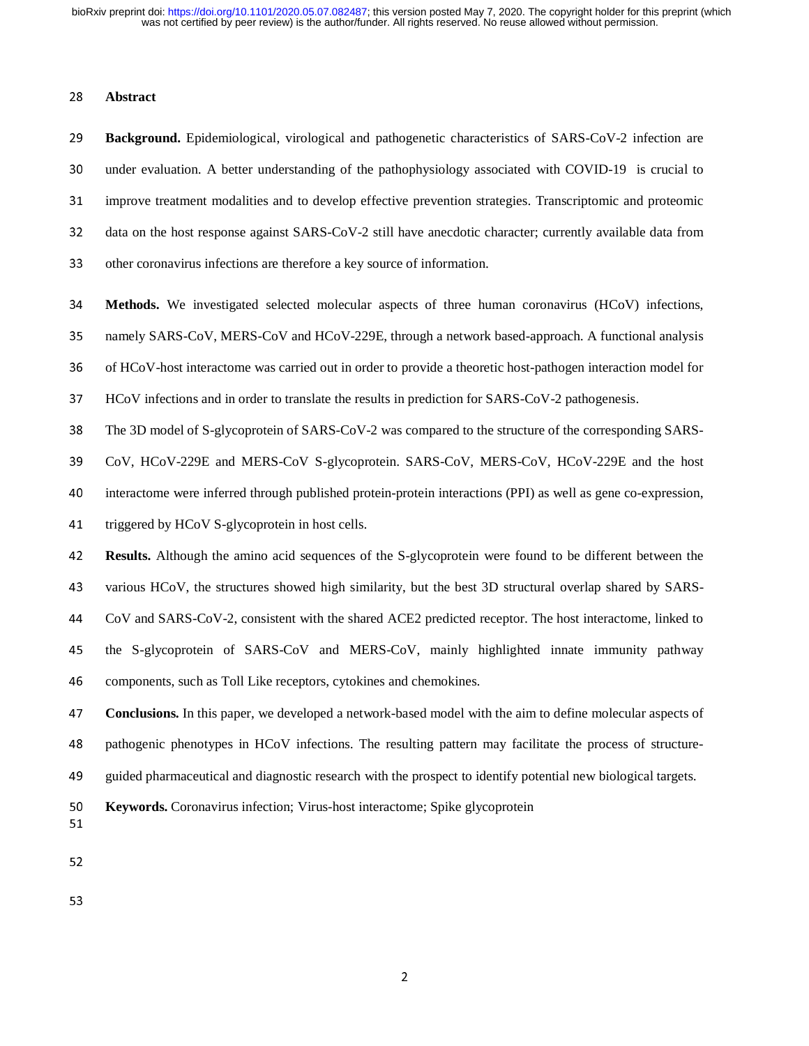## Abstract

**Background.** Epidemiological, virological and pathogenetic characteristics of SARS-CoV-2 infection are under evaluation. A better understanding of the pathophysiology associated with COVID-19 is crucial to improve treatment modalities and to develop effective prevention strategies. Transcriptomic and proteomic data on the host response against SARS-CoV-2 still have anecdotic character; currently available data from other coronavirus infections are therefore a key source of information.

**Methods.** We investigated selected molecular aspects of three human coronavirus (HCoV) infections, namely SARS-CoV, MERS-CoV and HCoV-229E, through a network based-approach. A functional analysis of HCoV-host interactome was carried out in order to provide a theoretic host-pathogen interaction model for HCoV infections and in order to translate the results in prediction for SARS-CoV-2 pathogenesis.

The 3D model of S-glycoprotein of SARS-CoV-2 was compared to the structure of the corresponding SARS-CoV, HCoV-229E and MERS-CoV S-glycoprotein. SARS-CoV, MERS-CoV, HCoV-229E and the host interactome were inferred through published protein-protein interactions (PPI) as well as gene co-expression, triggered by HCoV S-glycoprotein in host cells.

**Results.** Although the amino acid sequences of the S-glycoprotein were found to be different between the various HCoV, the structures showed high similarity, but the best 3D structural overlap shared by SARS-CoV and SARS-CoV-2, consistent with the shared ACE2 predicted receptor. The host interactome, linked to the S-glycoprotein of SARS-CoV and MERS-CoV, mainly highlighted innate immunity pathway components, such as Toll Like receptors, cytokines and chemokines.

**Conclusions.** In this paper, we developed a network-based model with the aim to define molecular aspects of pathogenic phenotypes in HCoV infections. The resulting pattern may facilitate the process of structure-guided pharmaceutical and diagnostic research with the prospect to identify potential new biological targets.

**Keywords.** Coronavirus infection; Virus-host interactome; Spike glycoprotein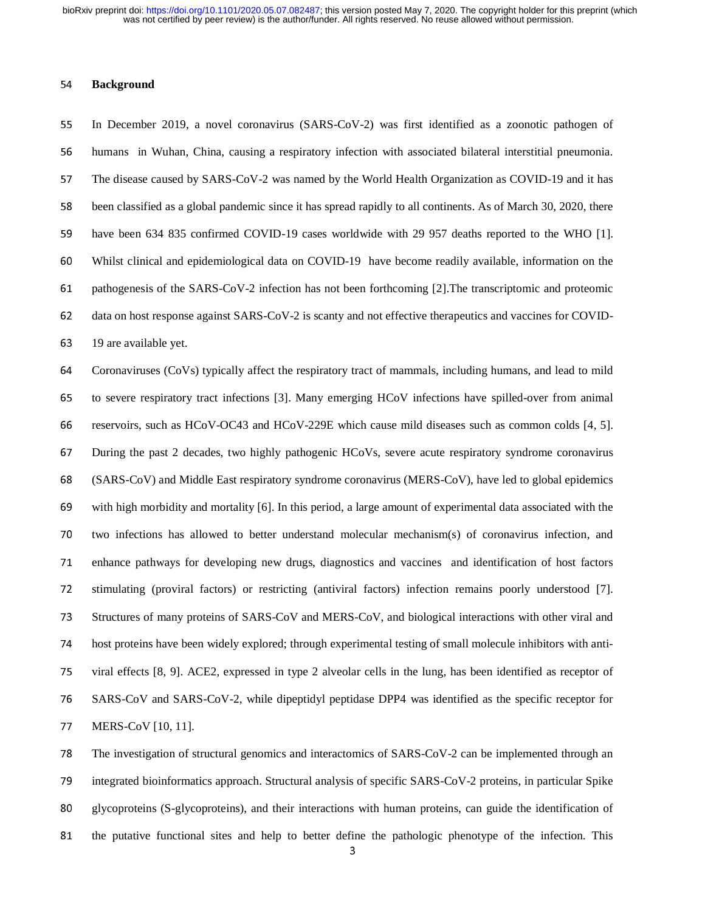## Background

In December 2019, a novel coronavirus (SARS-CoV-2) was first identified as a zoonotic pathogen of humans in Wuhan, China, causing a respiratory infection with associated bilateral interstitial pneumonia. The disease caused by SARS-CoV-2 was named by the World Health Organization as COVID-19 and it has been classified as a global pandemic since it has spread rapidly to all continents. As of March 30, 2020, there have been 634 835 confirmed COVID-19 cases worldwide with 29 957 deaths reported to the WHO [1]. Whilst clinical and epidemiological data on COVID-19 have become readily available, information on the pathogenesis of the SARS-CoV-2 infection has not been forthcoming [2].The transcriptomic and proteomic data on host response against SARS-CoV-2 is scanty and not effective therapeutics and vaccines for COVID-19 are available yet.

Coronaviruses (CoVs) typically affect the respiratory tract of mammals, including humans, and lead to mild to severe respiratory tract infections [3]. Many emerging HCoV infections have spilled-over from animal reservoirs, such as HCoV-OC43 and HCoV-229E which cause mild diseases such as common colds [4, 5]. During the past 2 decades, two highly pathogenic HCoVs, severe acute respiratory syndrome coronavirus (SARS-CoV) and Middle East respiratory syndrome coronavirus (MERS-CoV), have led to global epidemics with high morbidity and mortality [6]. In this period, a large amount of experimental data associated with the two infections has allowed to better understand molecular mechanism(s) of coronavirus infection, and enhance pathways for developing new drugs, diagnostics and vaccines and identification of host factors stimulating (proviral factors) or restricting (antiviral factors) infection remains poorly understood [7]. Structures of many proteins of SARS-CoV and MERS-CoV, and biological interactions with other viral and host proteins have been widely explored; through experimental testing of small molecule inhibitors with anti-viral effects [8, 9]. ACE2, expressed in type 2 alveolar cells in the lung, has been identified as receptor of SARS-CoV and SARS-CoV-2, while dipeptidyl peptidase DPP4 was identified as the specific receptor for MERS-CoV [10, 11].

The investigation of structural genomics and interactomics of SARS-CoV-2 can be implemented through an integrated bioinformatics approach. Structural analysis of specific SARS-CoV-2 proteins, in particular Spike glycoproteins (S-glycoproteins), and their interactions with human proteins, can guide the identification of the putative functional sites and help to better define the pathologic phenotype of the infection. This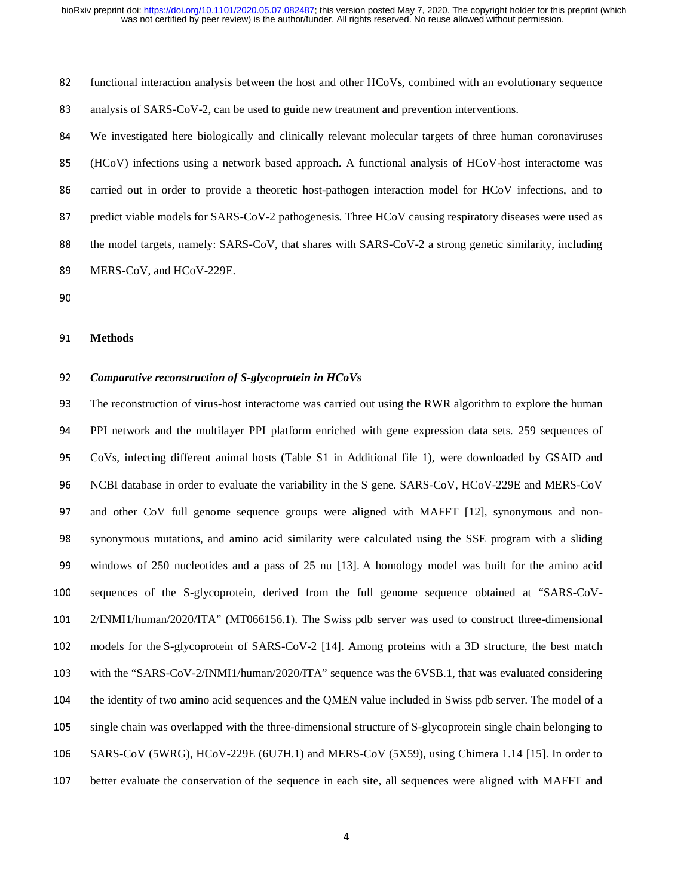functional interaction analysis between the host and other HCoVs, combined with an evolutionary sequence analysis of SARS-CoV-2, can be used to guide new treatment and prevention interventions.

We investigated here biologically and clinically relevant molecular targets of three human coronaviruses (HCoV) infections using a network based approach. A functional analysis of HCoV-host interactome was carried out in order to provide a theoretic host-pathogen interaction model for HCoV infections, and to predict viable models for SARS-CoV-2 pathogenesis. Three HCoV causing respiratory diseases were used as the model targets, namely: SARS-CoV, that shares with SARS-CoV-2 a strong genetic similarity, including MERS-CoV, and HCoV-229E.

## Methods

### *Comparative reconstruction of S-glycoprotein in HCoVs*

The reconstruction of virus-host interactome was carried out using the RWR algorithm to explore the human PPI network and the multilayer PPI platform enriched with gene expression data sets. 259 sequences of CoVs, infecting different animal hosts (Table S1 in Additional file 1), were downloaded by GSAID and NCBI database in order to evaluate the variability in the S gene. SARS-CoV, HCoV-229E and MERS-CoV and other CoV full genome sequence groups were aligned with MAFFT [12], synonymous and non-synonymous mutations, and amino acid similarity were calculated using the SSE program with a sliding windows of 250 nucleotides and a pass of 25 nu [13]. A homology model was built for the amino acid sequences of the S-glycoprotein, derived from the full genome sequence obtained at "SARS-CoV-2/INMI1/human/2020/ITA" (MT066156.1). The Swiss pdb server was used to construct three-dimensional models for the S-glycoprotein of SARS-CoV-2 [14]. Among proteins with a 3D structure, the best match with the "SARS-CoV-2/INMI1/human/2020/ITA" sequence was the 6VSB.1, that was evaluated considering the identity of two amino acid sequences and the QMEN value included in Swiss pdb server. The model of a single chain was overlapped with the three-dimensional structure of S-glycoprotein single chain belonging to SARS-CoV (5WRG), HCoV-229E (6U7H.1) and MERS-CoV (5X59), using Chimera 1.14 [15]. In order to better evaluate the conservation of the sequence in each site, all sequences were aligned with MAFFT and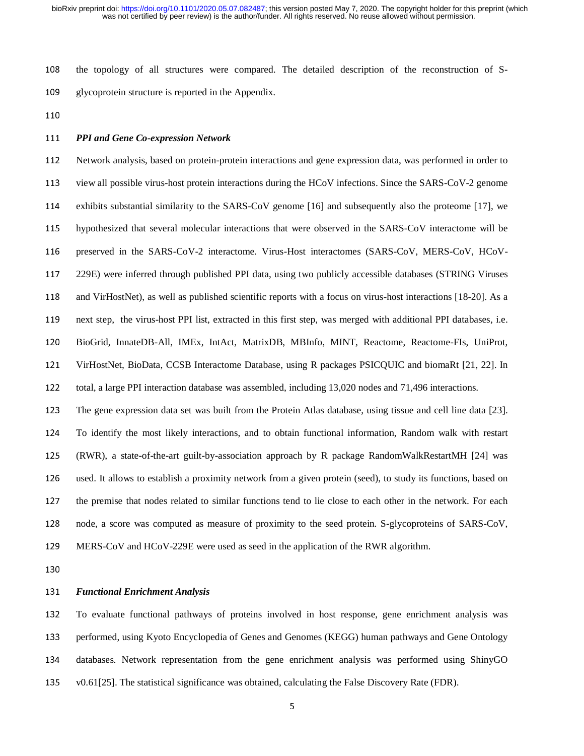the topology of all structures were compared. The detailed description of the reconstruction of S-glycoprotein structure is reported in the Appendix.

### *PPI and Gene Co-expression Network*

Network analysis, based on protein-protein interactions and gene expression data, was performed in order to view all possible virus-host protein interactions during the HCoV infections. Since the SARS-CoV-2 genome exhibits substantial similarity to the SARS-CoV genome [16] and subsequently also the proteome [17], we hypothesized that several molecular interactions that were observed in the SARS-CoV interactome will be preserved in the SARS-CoV-2 interactome. Virus-Host interactomes (SARS-CoV, MERS-CoV, HCoV-229E) were inferred through published PPI data, using two publicly accessible databases (STRING Viruses and VirHostNet), as well as published scientific reports with a focus on virus-host interactions [18-20]. As a next step, the virus-host PPI list, extracted in this first step, was merged with additional PPI databases, i.e. BioGrid, InnateDB-All, IMEx, IntAct, MatrixDB, MBInfo, MINT, Reactome, Reactome-FIs, UniProt, VirHostNet, BioData, CCSB Interactome Database, using R packages PSICQUIC and biomaRt [21, 22]. In total, a large PPI interaction database was assembled, including 13,020 nodes and 71,496 interactions.

The gene expression data set was built from the Protein Atlas database, using tissue and cell line data [23]. To identify the most likely interactions, and to obtain functional information, Random walk with restart (RWR), a state-of-the-art guilt-by-association approach by R package RandomWalkRestartMH [24] was used. It allows to establish a proximity network from a given protein (seed), to study its functions, based on the premise that nodes related to similar functions tend to lie close to each other in the network. For each node, a score was computed as measure of proximity to the seed protein. S-glycoproteins of SARS-CoV, MERS-CoV and HCoV-229E were used as seed in the application of the RWR algorithm.

### *Functional Enrichment Analysis*

To evaluate functional pathways of proteins involved in host response, gene enrichment analysis was performed, using Kyoto Encyclopedia of Genes and Genomes (KEGG) human pathways and Gene Ontology databases. Network representation from the gene enrichment analysis was performed using ShinyGO v0.61[25]. The statistical significance was obtained, calculating the False Discovery Rate (FDR).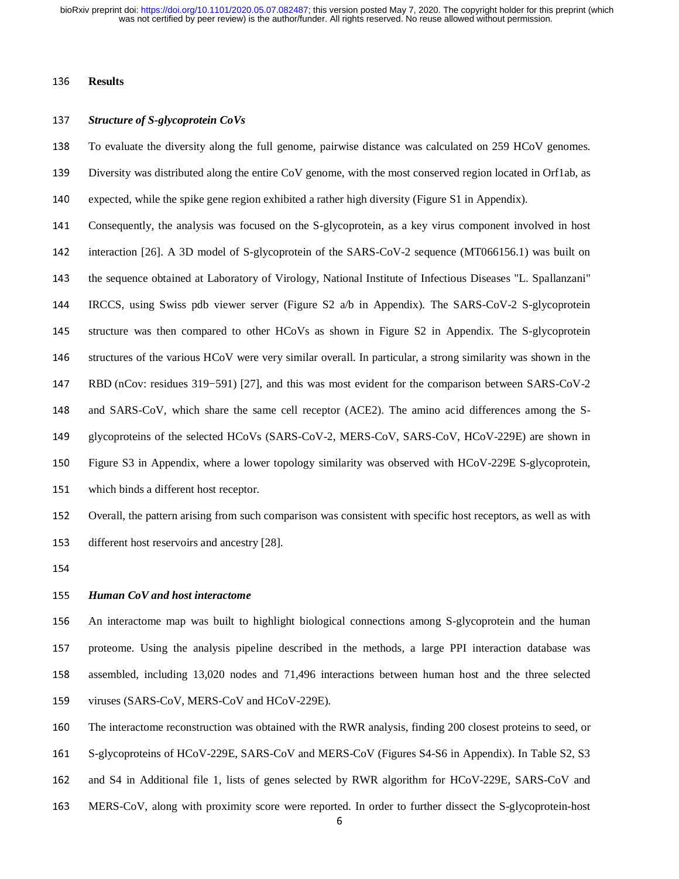## Results

### *Structure of S-glycoprotein CoVs*

To evaluate the diversity along the full genome, pairwise distance was calculated on 259 HCoV genomes. Diversity was distributed along the entire CoV genome, with the most conserved region located in Orf1ab, as expected, while the spike gene region exhibited a rather high diversity (Figure S1 in Appendix).

Consequently, the analysis was focused on the S-glycoprotein, as a key virus component involved in host interaction [26]. A 3D model of S-glycoprotein of the SARS-CoV-2 sequence (MT066156.1) was built on the sequence obtained at Laboratory of Virology, National Institute of Infectious Diseases "L. Spallanzani" IRCCS, using Swiss pdb viewer server (Figure S2 a/b in Appendix). The SARS-CoV-2 S-glycoprotein structure was then compared to other HCoVs as shown in Figure S2 in Appendix. The S-glycoprotein structures of the various HCoV were very similar overall. In particular, a strong similarity was shown in the RBD (nCov: residues 319−591) [27], and this was most evident for the comparison between SARS-CoV-2 and SARS-CoV, which share the same cell receptor (ACE2). The amino acid differences among the S-glycoproteins of the selected HCoVs (SARS-CoV-2, MERS-CoV, SARS-CoV, HCoV-229E) are shown in Figure S3 in Appendix, where a lower topology similarity was observed with HCoV-229E S-glycoprotein, which binds a different host receptor.

Overall, the pattern arising from such comparison was consistent with specific host receptors, as well as with different host reservoirs and ancestry [28].

### *Human CoV and host interactome*

An interactome map was built to highlight biological connections among S-glycoprotein and the human proteome. Using the analysis pipeline described in the methods, a large PPI interaction database was assembled, including 13,020 nodes and 71,496 interactions between human host and the three selected viruses (SARS-CoV, MERS-CoV and HCoV-229E).

The interactome reconstruction was obtained with the RWR analysis, finding 200 closest proteins to seed, or S-glycoproteins of HCoV-229E, SARS-CoV and MERS-CoV (Figures S4-S6 in Appendix). In Table S2, S3 and S4 in Additional file 1, lists of genes selected by RWR algorithm for HCoV-229E, SARS-CoV and MERS-CoV, along with proximity score were reported. In order to further dissect the S-glycoprotein-host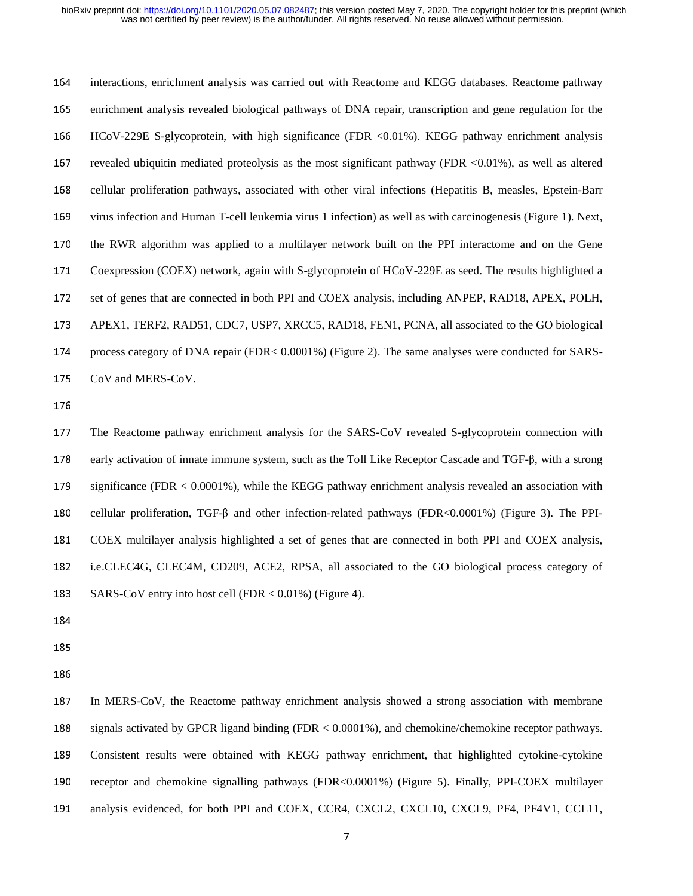interactions, enrichment analysis was carried out with Reactome and KEGG databases. Reactome pathway enrichment analysis revealed biological pathways of DNA repair, transcription and gene regulation for the HCoV-229E S-glycoprotein, with high significance (FDR <0.01%). KEGG pathway enrichment analysis revealed ubiquitin mediated proteolysis as the most significant pathway (FDR <0.01%), as well as altered cellular proliferation pathways, associated with other viral infections (Hepatitis B, measles, Epstein-Barr virus infection and Human T-cell leukemia virus 1 infection) as well as with carcinogenesis (Figure 1). Next, the RWR algorithm was applied to a multilayer network built on the PPI interactome and on the Gene Coexpression (COEX) network, again with S-glycoprotein of HCoV-229E as seed. The results highlighted a set of genes that are connected in both PPI and COEX analysis, including ANPEP, RAD18, APEX, POLH, APEX1, TERF2, RAD51, CDC7, USP7, XRCC5, RAD18, FEN1, PCNA, all associated to the GO biological process category of DNA repair (FDR< 0.0001%) (Figure 2). The same analyses were conducted for SARS-CoV and MERS-CoV.

The Reactome pathway enrichment analysis for the SARS-CoV revealed S-glycoprotein connection with early activation of innate immune system, such as the Toll Like Receptor Cascade and TGF-β, with a strong significance (FDR < 0.0001%), while the KEGG pathway enrichment analysis revealed an association with cellular proliferation, TGF-β and other infection-related pathways (FDR<0.0001%) (Figure 3). The PPI-COEX multilayer analysis highlighted a set of genes that are connected in both PPI and COEX analysis, i.e.CLEC4G, CLEC4M, CD209, ACE2, RPSA, all associated to the GO biological process category of SARS-CoV entry into host cell (FDR < 0.01%) (Figure 4).

In MERS-CoV, the Reactome pathway enrichment analysis showed a strong association with membrane signals activated by GPCR ligand binding (FDR < 0.0001%), and chemokine/chemokine receptor pathways. Consistent results were obtained with KEGG pathway enrichment, that highlighted cytokine-cytokine receptor and chemokine signalling pathways (FDR<0.0001%) (Figure 5). Finally, PPI-COEX multilayer analysis evidenced, for both PPI and COEX, CCR4, CXCL2, CXCL10, CXCL9, PF4, PF4V1, CCL11,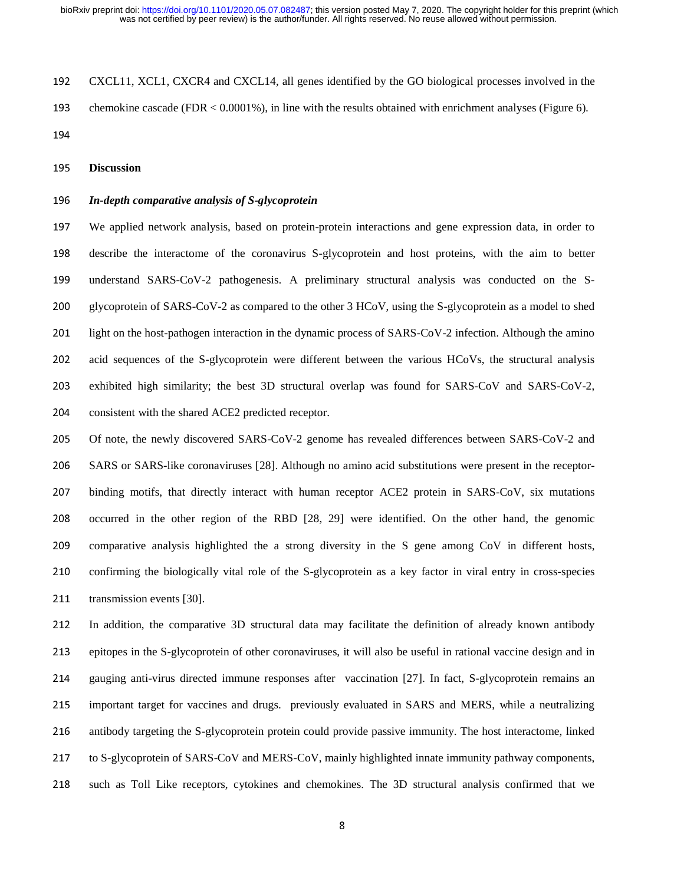CXCL11, XCL1, CXCR4 and CXCL14, all genes identified by the GO biological processes involved in the chemokine cascade (FDR < 0.0001%), in line with the results obtained with enrichment analyses (Figure 6).

## Discussion

### *In-depth comparative analysis of S-glycoprotein*

We applied network analysis, based on protein-protein interactions and gene expression data, in order to describe the interactome of the coronavirus S-glycoprotein and host proteins, with the aim to better understand SARS-CoV-2 pathogenesis. A preliminary structural analysis was conducted on the S-glycoprotein of SARS-CoV-2 as compared to the other 3 HCoV, using the S-glycoprotein as a model to shed light on the host-pathogen interaction in the dynamic process of SARS-CoV-2 infection. Although the amino acid sequences of the S-glycoprotein were different between the various HCoVs, the structural analysis exhibited high similarity; the best 3D structural overlap was found for SARS-CoV and SARS-CoV-2, consistent with the shared ACE2 predicted receptor.

Of note, the newly discovered SARS-CoV-2 genome has revealed differences between SARS-CoV-2 and SARS or SARS-like coronaviruses [28]. Although no amino acid substitutions were present in the receptor-binding motifs, that directly interact with human receptor ACE2 protein in SARS-CoV, six mutations occurred in the other region of the RBD [28, 29] were identified. On the other hand, the genomic comparative analysis highlighted the a strong diversity in the S gene among CoV in different hosts, confirming the biologically vital role of the S-glycoprotein as a key factor in viral entry in cross-species transmission events [30].

In addition, the comparative 3D structural data may facilitate the definition of already known antibody epitopes in the S-glycoprotein of other coronaviruses, it will also be useful in rational vaccine design and in gauging anti-virus directed immune responses after vaccination [27]. In fact, S-glycoprotein remains an important target for vaccines and drugs. previously evaluated in SARS and MERS, while a neutralizing antibody targeting the S-glycoprotein protein could provide passive immunity. The host interactome, linked to S-glycoprotein of SARS-CoV and MERS-CoV, mainly highlighted innate immunity pathway components, such as Toll Like receptors, cytokines and chemokines. The 3D structural analysis confirmed that we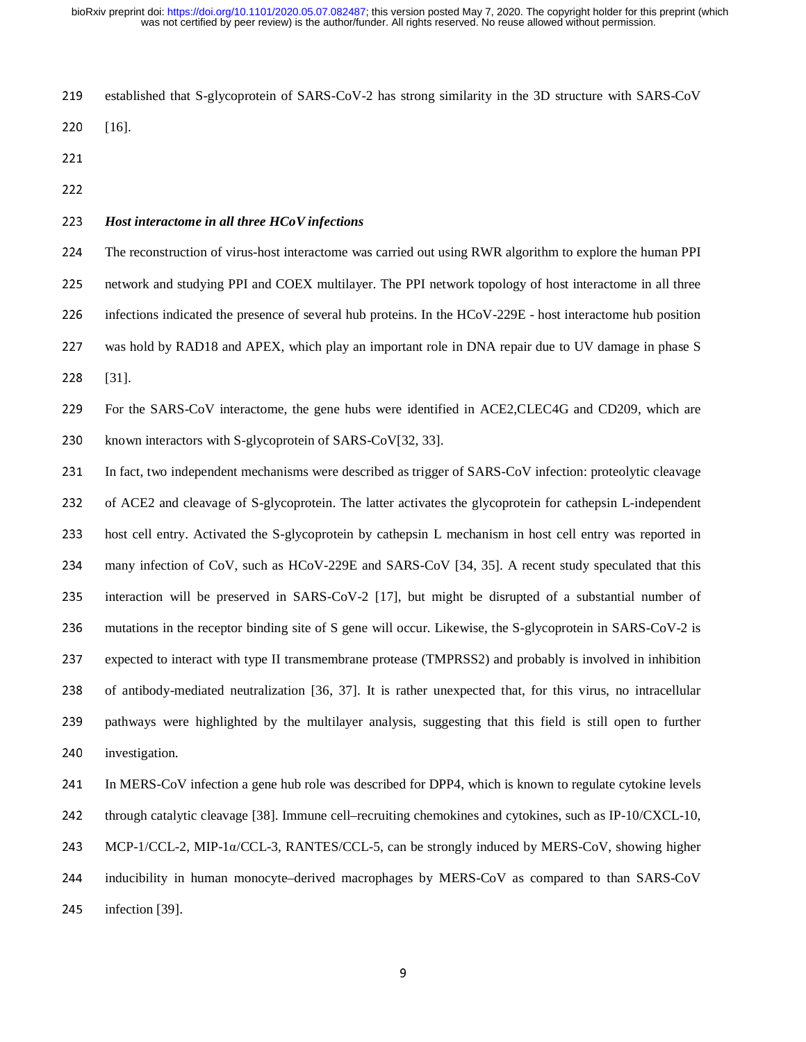established that S-glycoprotein of SARS-CoV-2 has strong similarity in the 3D structure with SARS-CoV [16].

### *Host interactome in all three HCoV infections*

The reconstruction of virus-host interactome was carried out using RWR algorithm to explore the human PPI network and studying PPI and COEX multilayer. The PPI network topology of host interactome in all three infections indicated the presence of several hub proteins. In the HCoV-229E - host interactome hub position was hold by RAD18 and APEX, which play an important role in DNA repair due to UV damage in phase S [31].

For the SARS-CoV interactome, the gene hubs were identified in ACE2,CLEC4G and CD209, which are known interactors with S-glycoprotein of SARS-CoV[32, 33].

In fact, two independent mechanisms were described as trigger of SARS-CoV infection: proteolytic cleavage of ACE2 and cleavage of S-glycoprotein. The latter activates the glycoprotein for cathepsin L-independent host cell entry. Activated the S-glycoprotein by cathepsin L mechanism in host cell entry was reported in many infection of CoV, such as HCoV-229E and SARS-CoV [34, 35]. A recent study speculated that this interaction will be preserved in SARS-CoV-2 [17], but might be disrupted of a substantial number of mutations in the receptor binding site of S gene will occur. Likewise, the S-glycoprotein in SARS-CoV-2 is expected to interact with type II transmembrane protease (TMPRSS2) and probably is involved in inhibition of antibody-mediated neutralization [36, 37]. It is rather unexpected that, for this virus, no intracellular pathways were highlighted by the multilayer analysis, suggesting that this field is still open to further investigation.

In MERS-CoV infection a gene hub role was described for DPP4, which is known to regulate cytokine levels through catalytic cleavage [38]. Immune cell–recruiting chemokines and cytokines, such as IP-10/CXCL-10, MCP-1/CCL-2, MIP-1α/CCL-3, RANTES/CCL-5, can be strongly induced by MERS-CoV, showing higher inducibility in human monocyte–derived macrophages by MERS-CoV as compared to than SARS-CoV infection [39].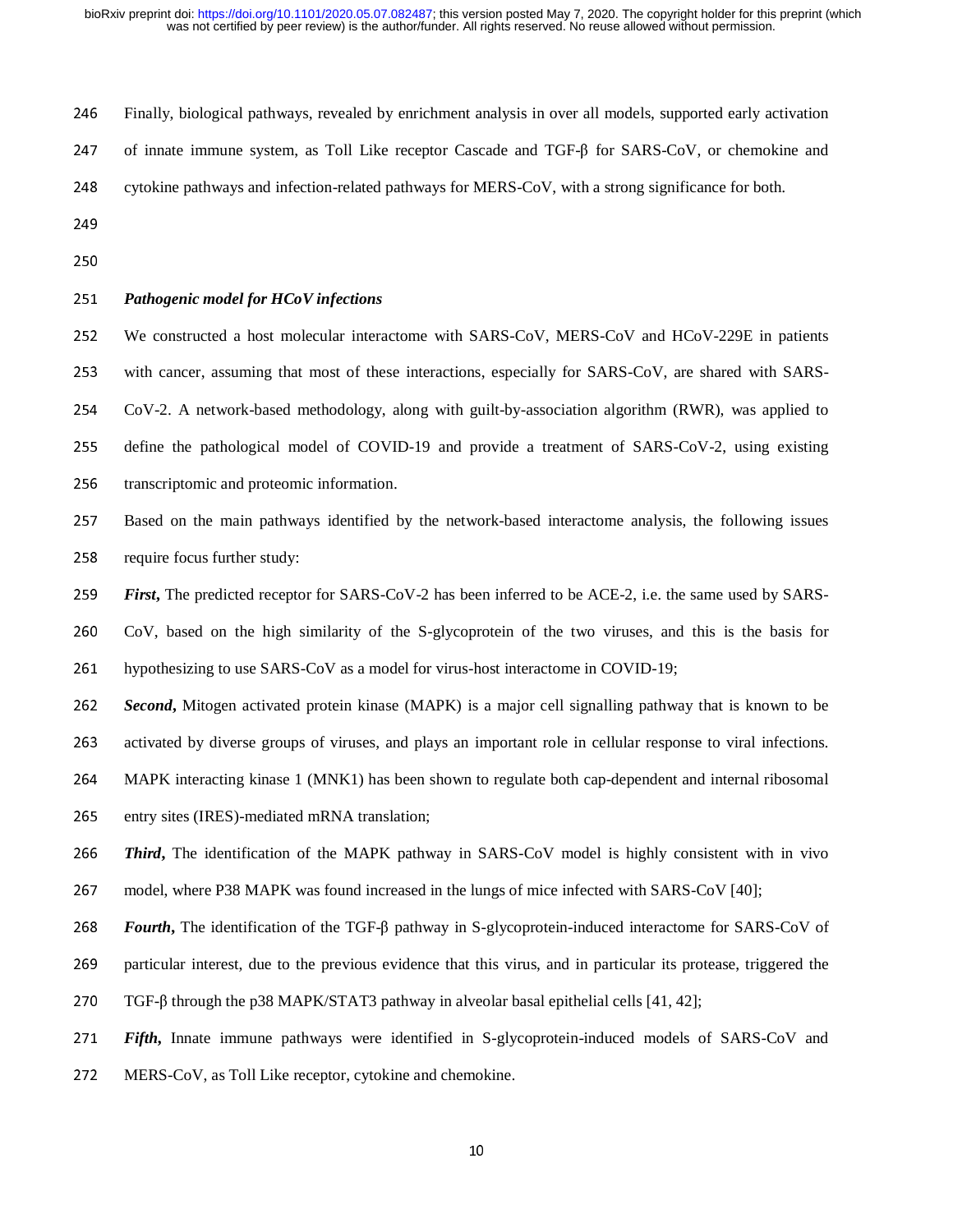Finally, biological pathways, revealed by enrichment analysis in over all models, supported early activation of innate immune system, as Toll Like receptor Cascade and TGF-β for SARS-CoV, or chemokine and cytokine pathways and infection-related pathways for MERS-CoV, with a strong significance for both.

***Pathogenic model for HCoV infections***

We constructed a host molecular interactome with SARS-CoV, MERS-CoV and HCoV-229E in patients with cancer, assuming that most of these interactions, especially for SARS-CoV, are shared with SARS-CoV-2. A network-based methodology, along with guilt-by-association algorithm (RWR), was applied to define the pathological model of COVID-19 and provide a treatment of SARS-CoV-2, using existing transcriptomic and proteomic information.

Based on the main pathways identified by the network-based interactome analysis, the following issues require focus further study:

***First*,** The predicted receptor for SARS-CoV-2 has been inferred to be ACE-2, i.e. the same used by SARS-CoV, based on the high similarity of the S-glycoprotein of the two viruses, and this is the basis for hypothesizing to use SARS-CoV as a model for virus-host interactome in COVID-19;

***Second*,** Mitogen activated protein kinase (MAPK) is a major cell signalling pathway that is known to be activated by diverse groups of viruses, and plays an important role in cellular response to viral infections. MAPK interacting kinase 1 (MNK1) has been shown to regulate both cap-dependent and internal ribosomal entry sites (IRES)-mediated mRNA translation;

***Third*,** The identification of the MAPK pathway in SARS-CoV model is highly consistent with in vivo model, where P38 MAPK was found increased in the lungs of mice infected with SARS-CoV [40];

***Fourth*,** The identification of the TGF-β pathway in S-glycoprotein-induced interactome for SARS-CoV of particular interest, due to the previous evidence that this virus, and in particular its protease, triggered the TGF-β through the p38 MAPK/STAT3 pathway in alveolar basal epithelial cells [41, 42];

***Fifth*,** Innate immune pathways were identified in S-glycoprotein-induced models of SARS-CoV and MERS-CoV, as Toll Like receptor, cytokine and chemokine.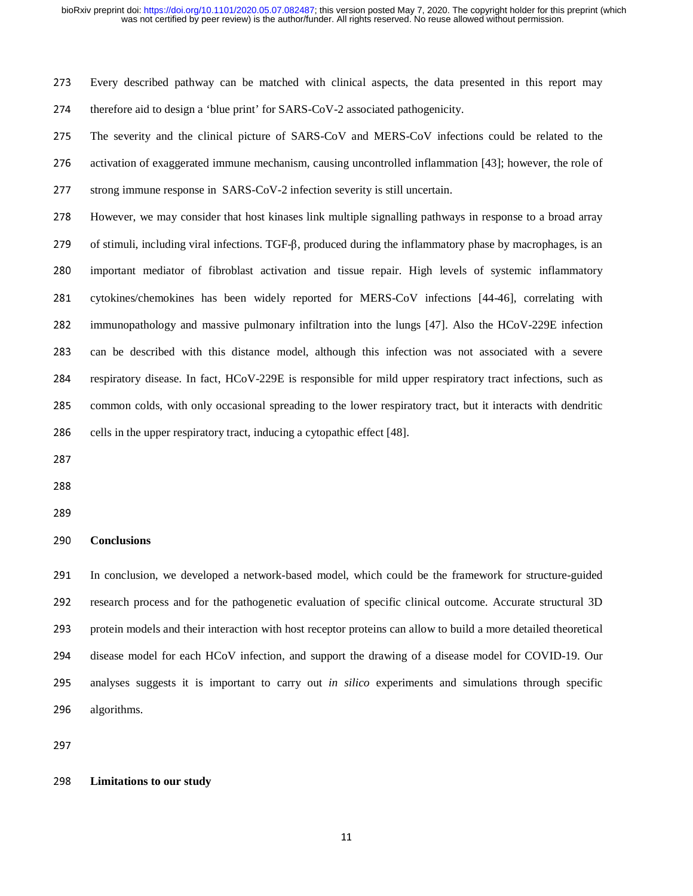Every described pathway can be matched with clinical aspects, the data presented in this report may therefore aid to design a 'blue print' for SARS-CoV-2 associated pathogenicity.

The severity and the clinical picture of SARS-CoV and MERS-CoV infections could be related to the activation of exaggerated immune mechanism, causing uncontrolled inflammation [43]; however, the role of strong immune response in SARS-CoV-2 infection severity is still uncertain.

However, we may consider that host kinases link multiple signalling pathways in response to a broad array of stimuli, including viral infections. TGF-β, produced during the inflammatory phase by macrophages, is an important mediator of fibroblast activation and tissue repair. High levels of systemic inflammatory cytokines/chemokines has been widely reported for MERS-CoV infections [44-46], correlating with immunopathology and massive pulmonary infiltration into the lungs [47]. Also the HCoV-229E infection can be described with this distance model, although this infection was not associated with a severe respiratory disease. In fact, HCoV-229E is responsible for mild upper respiratory tract infections, such as common colds, with only occasional spreading to the lower respiratory tract, but it interacts with dendritic cells in the upper respiratory tract, inducing a cytopathic effect [48].

## Conclusions

In conclusion, we developed a network-based model, which could be the framework for structure-guided research process and for the pathogenetic evaluation of specific clinical outcome. Accurate structural 3D protein models and their interaction with host receptor proteins can allow to build a more detailed theoretical disease model for each HCoV infection, and support the drawing of a disease model for COVID-19. Our analyses suggests it is important to carry out *in silico* experiments and simulations through specific algorithms.

## Limitations to our study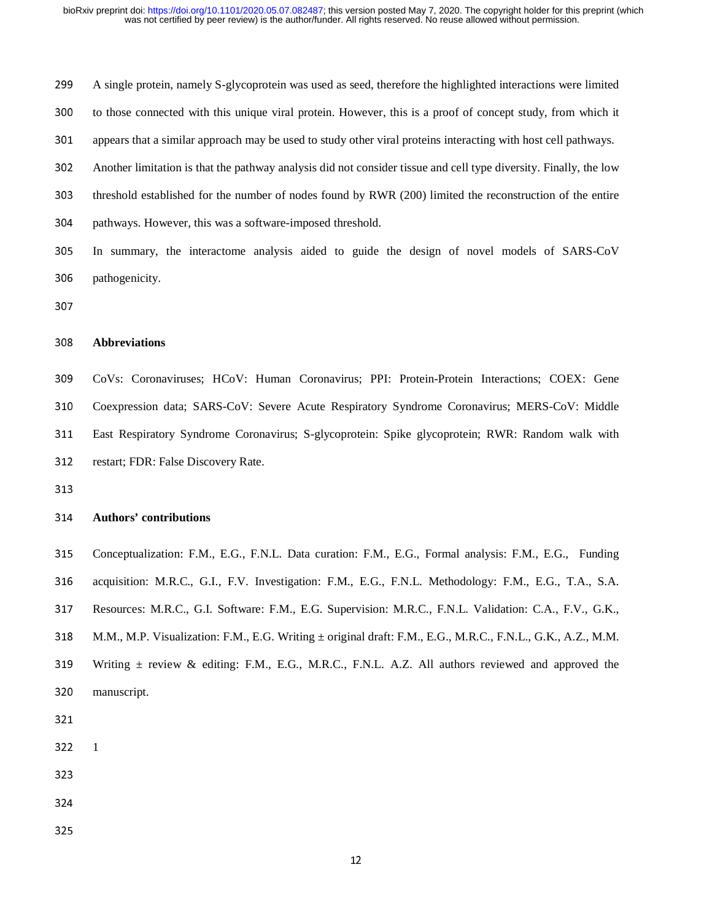A single protein, namely S-glycoprotein was used as seed, therefore the highlighted interactions were limited to those connected with this unique viral protein. However, this is a proof of concept study, from which it appears that a similar approach may be used to study other viral proteins interacting with host cell pathways. Another limitation is that the pathway analysis did not consider tissue and cell type diversity. Finally, the low threshold established for the number of nodes found by RWR (200) limited the reconstruction of the entire pathways. However, this was a software-imposed threshold.

In summary, the interactome analysis aided to guide the design of novel models of SARS-CoV pathogenicity.

## Abbreviations

CoVs: Coronaviruses; HCoV: Human Coronavirus; PPI: Protein-Protein Interactions; COEX: Gene Coexpression data; SARS-CoV: Severe Acute Respiratory Syndrome Coronavirus; MERS-CoV: Middle East Respiratory Syndrome Coronavirus; S-glycoprotein: Spike glycoprotein; RWR: Random walk with restart; FDR: False Discovery Rate.

## Authors' contributions

Conceptualization: F.M., E.G., F.N.L. Data curation: F.M., E.G., Formal analysis: F.M., E.G., Funding acquisition: M.R.C., G.I., F.V. Investigation: F.M., E.G., F.N.L. Methodology: F.M., E.G., T.A., S.A. Resources: M.R.C., G.I. Software: F.M., E.G. Supervision: M.R.C., F.N.L. Validation: C.A., F.V., G.K., M.M., M.P. Visualization: F.M., E.G. Writing ± original draft: F.M., E.G., M.R.C., F.N.L., G.K., A.Z., M.M. Writing ± review & editing: F.M., E.G., M.R.C., F.N.L. A.Z. All authors reviewed and approved the manuscript.

1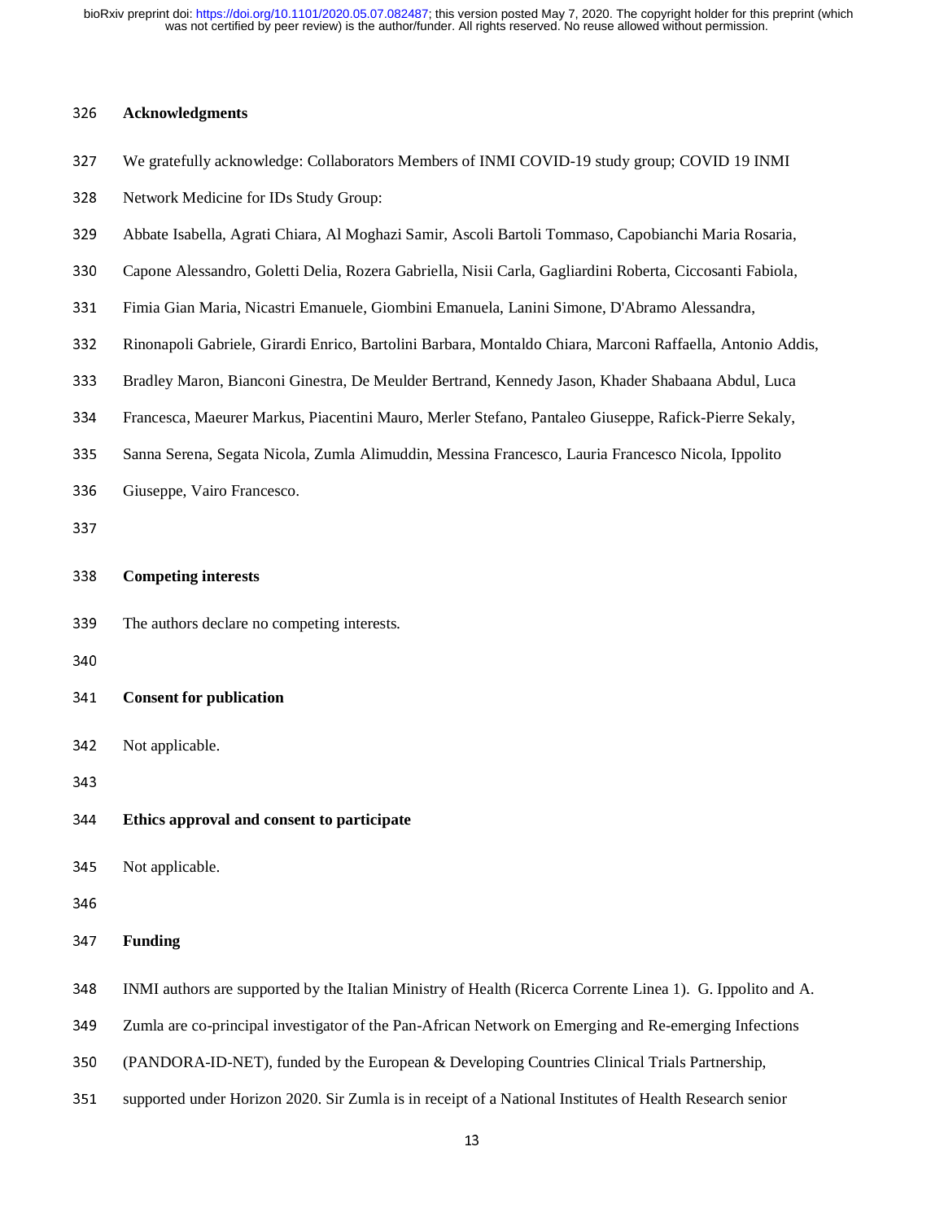## Acknowledgments

We gratefully acknowledge: Collaborators Members of INMI COVID-19 study group; COVID 19 INMI Network Medicine for IDs Study Group:

Abbate Isabella, Agrati Chiara, Al Moghazi Samir, Ascoli Bartoli Tommaso, Capobianchi Maria Rosaria, Capone Alessandro, Goletti Delia, Rozera Gabriella, Nisii Carla, Gagliardini Roberta, Ciccosanti Fabiola, Fimia Gian Maria, Nicastri Emanuele, Giombini Emanuela, Lanini Simone, D'Abramo Alessandra, Rinonapoli Gabriele, Girardi Enrico, Bartolini Barbara, Montaldo Chiara, Marconi Raffaella, Antonio Addis, Bradley Maron, Bianconi Ginestra, De Meulder Bertrand, Kennedy Jason, Khader Shabaana Abdul, Luca Francesca, Maeurer Markus, Piacentini Mauro, Merler Stefano, Pantaleo Giuseppe, Rafick-Pierre Sekaly, Sanna Serena, Segata Nicola, Zumla Alimuddin, Messina Francesco, Lauria Francesco Nicola, Ippolito Giuseppe, Vairo Francesco.

## Competing interests

The authors declare no competing interests.

## Consent for publication

Not applicable.

## Ethics approval and consent to participate

Not applicable.

## Funding

INMI authors are supported by the Italian Ministry of Health (Ricerca Corrente Linea 1). G. Ippolito and A. Zumla are co-principal investigator of the Pan-African Network on Emerging and Re-emerging Infections (PANDORA-ID-NET), funded by the European & Developing Countries Clinical Trials Partnership, supported under Horizon 2020. Sir Zumla is in receipt of a National Institutes of Health Research senior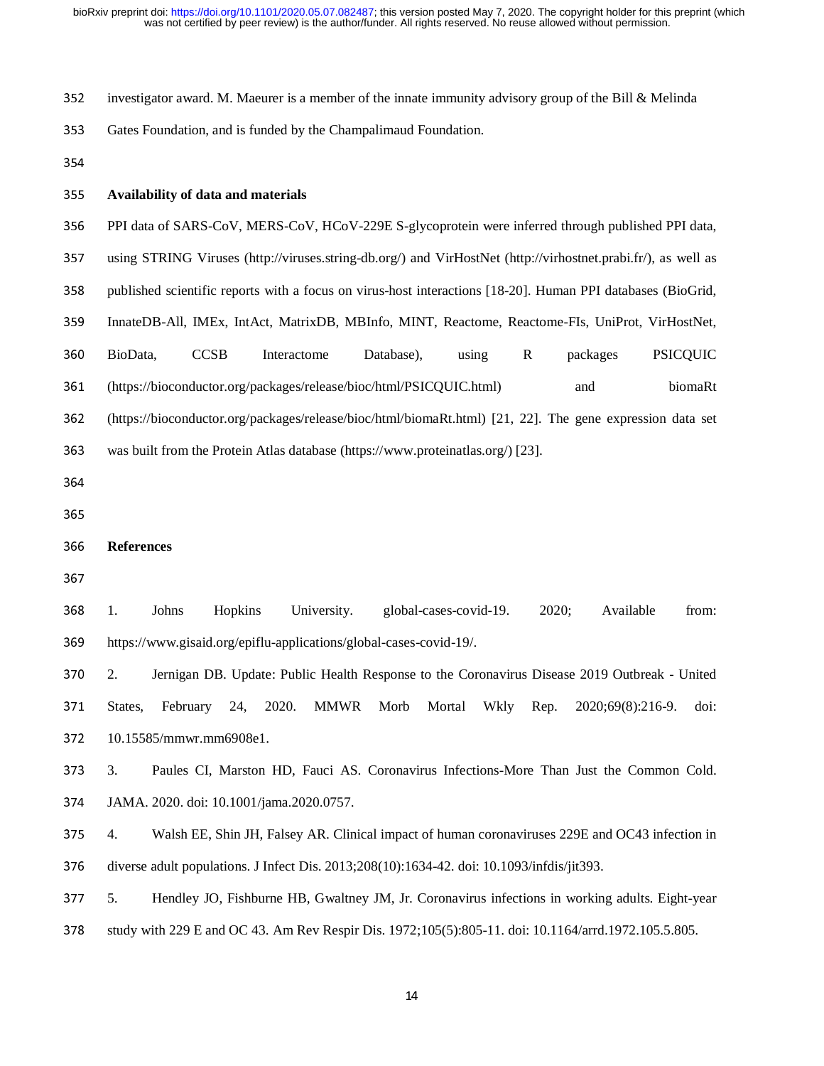investigator award. M. Maeurer is a member of the innate immunity advisory group of the Bill & Melinda Gates Foundation, and is funded by the Champalimaud Foundation.

## Availability of data and materials

PPI data of SARS-CoV, MERS-CoV, HCoV-229E S-glycoprotein were inferred through published PPI data, using STRING Viruses (http://viruses.string-db.org/) and VirHostNet (http://virhostnet.prabi.fr/), as well as published scientific reports with a focus on virus-host interactions [18-20]. Human PPI databases (BioGrid, InnateDB-All, IMEx, IntAct, MatrixDB, MBInfo, MINT, Reactome, Reactome-FIs, UniProt, VirHostNet, BioData, CCSB Interactome Database), using R packages PSICQUIC (https://bioconductor.org/packages/release/bioc/html/PSICQUIC.html) and biomaRt (https://bioconductor.org/packages/release/bioc/html/biomaRt.html) [21, 22]. The gene expression data set was built from the Protein Atlas database (https://www.proteinatlas.org/) [23].

## References

1. Johns Hopkins University. global-cases-covid-19. 2020; Available from: https://www.gisaid.org/epiflu-applications/global-cases-covid-19/.
2. Jernigan DB. Update: Public Health Response to the Coronavirus Disease 2019 Outbreak - United States, February 24, 2020. MMWR Morb Mortal Wkly Rep. 2020;69(8):216-9. doi: 10.15585/mmwr.mm6908e1.
3. Paules CI, Marston HD, Fauci AS. Coronavirus Infections-More Than Just the Common Cold. JAMA. 2020. doi: 10.1001/jama.2020.0757.
4. Walsh EE, Shin JH, Falsey AR. Clinical impact of human coronaviruses 229E and OC43 infection in diverse adult populations. J Infect Dis. 2013;208(10):1634-42. doi: 10.1093/infdis/jit393.
5. Hendley JO, Fishburne HB, Gwaltney JM, Jr. Coronavirus infections in working adults. Eight-year study with 229 E and OC 43. Am Rev Respir Dis. 1972;105(5):805-11. doi: 10.1164/arrd.1972.105.5.805.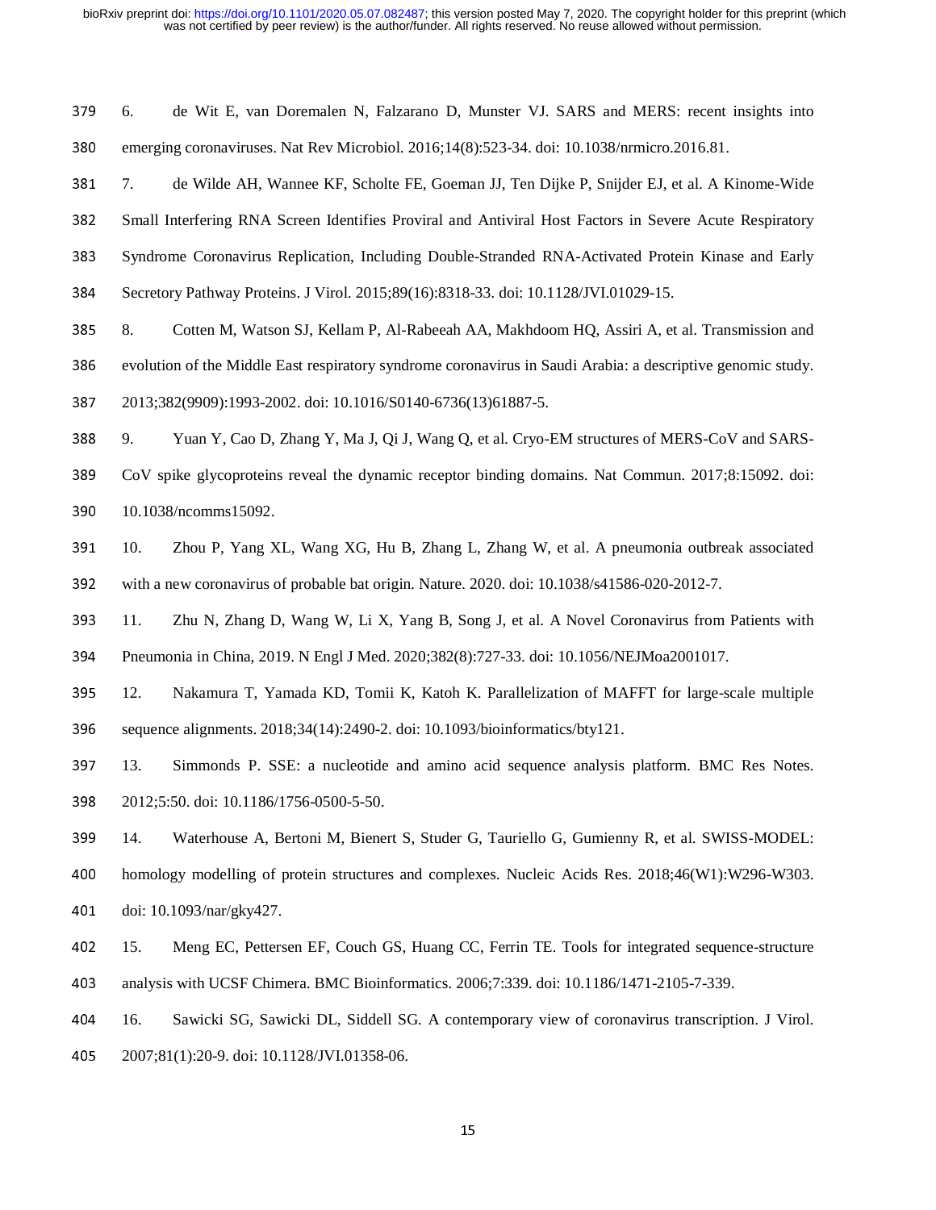6. de Wit E, van Doremalen N, Falzarano D, Munster VJ. SARS and MERS: recent insights into emerging coronaviruses. Nat Rev Microbiol. 2016;14(8):523-34. doi: 10.1038/nrmicro.2016.81.

7. de Wilde AH, Wannee KF, Scholte FE, Goeman JJ, Ten Dijke P, Snijder EJ, et al. A Kinome-Wide Small Interfering RNA Screen Identifies Proviral and Antiviral Host Factors in Severe Acute Respiratory Syndrome Coronavirus Replication, Including Double-Stranded RNA-Activated Protein Kinase and Early Secretory Pathway Proteins. J Virol. 2015;89(16):8318-33. doi: 10.1128/JVI.01029-15.

8. Cotten M, Watson SJ, Kellam P, Al-Rabeeah AA, Makhdoom HQ, Assiri A, et al. Transmission and evolution of the Middle East respiratory syndrome coronavirus in Saudi Arabia: a descriptive genomic study. 2013;382(9909):1993-2002. doi: 10.1016/S0140-6736(13)61887-5.

9. Yuan Y, Cao D, Zhang Y, Ma J, Qi J, Wang Q, et al. Cryo-EM structures of MERS-CoV and SARS-CoV spike glycoproteins reveal the dynamic receptor binding domains. Nat Commun. 2017;8:15092. doi: 10.1038/ncomms15092.

10. Zhou P, Yang XL, Wang XG, Hu B, Zhang L, Zhang W, et al. A pneumonia outbreak associated with a new coronavirus of probable bat origin. Nature. 2020. doi: 10.1038/s41586-020-2012-7.

11. Zhu N, Zhang D, Wang W, Li X, Yang B, Song J, et al. A Novel Coronavirus from Patients with Pneumonia in China, 2019. N Engl J Med. 2020;382(8):727-33. doi: 10.1056/NEJMoa2001017.

12. Nakamura T, Yamada KD, Tomii K, Katoh K. Parallelization of MAFFT for large-scale multiple sequence alignments. 2018;34(14):2490-2. doi: 10.1093/bioinformatics/bty121.

13. Simmonds P. SSE: a nucleotide and amino acid sequence analysis platform. BMC Res Notes. 2012;5:50. doi: 10.1186/1756-0500-5-50.

14. Waterhouse A, Bertoni M, Bienert S, Studer G, Tauriello G, Gumienny R, et al. SWISS-MODEL: homology modelling of protein structures and complexes. Nucleic Acids Res. 2018;46(W1):W296-W303. doi: 10.1093/nar/gky427.

15. Meng EC, Pettersen EF, Couch GS, Huang CC, Ferrin TE. Tools for integrated sequence-structure analysis with UCSF Chimera. BMC Bioinformatics. 2006;7:339. doi: 10.1186/1471-2105-7-339.

16. Sawicki SG, Sawicki DL, Siddell SG. A contemporary view of coronavirus transcription. J Virol. 2007;81(1):20-9. doi: 10.1128/JVI.01358-06.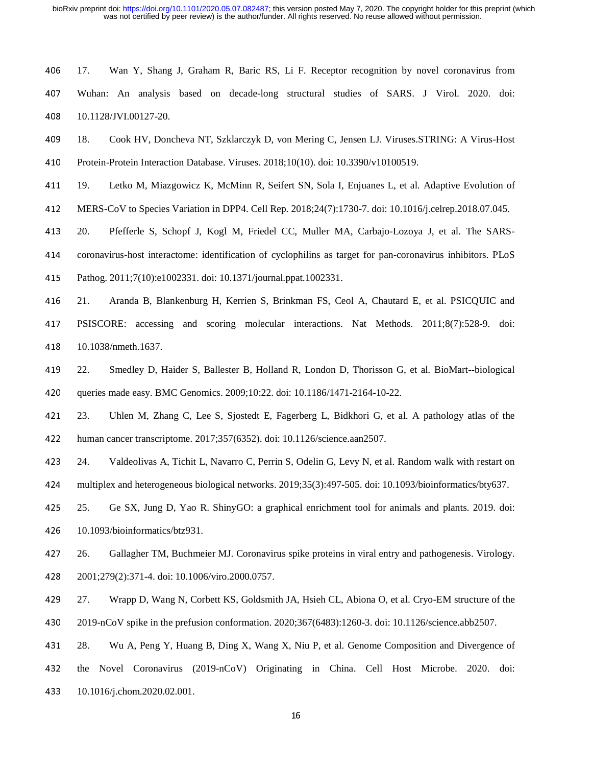17. Wan Y, Shang J, Graham R, Baric RS, Li F. Receptor recognition by novel coronavirus from Wuhan: An analysis based on decade-long structural studies of SARS. J Virol. 2020. doi: 10.1128/JVI.00127-20.

18. Cook HV, Doncheva NT, Szklarczyk D, von Mering C, Jensen LJ. Viruses.STRING: A Virus-Host Protein-Protein Interaction Database. Viruses. 2018;10(10). doi: 10.3390/v10100519.

19. Letko M, Miazgowicz K, McMinn R, Seifert SN, Sola I, Enjuanes L, et al. Adaptive Evolution of MERS-CoV to Species Variation in DPP4. Cell Rep. 2018;24(7):1730-7. doi: 10.1016/j.celrep.2018.07.045.

20. Pfefferle S, Schopf J, Kogl M, Friedel CC, Muller MA, Carbajo-Lozoya J, et al. The SARS-coronavirus-host interactome: identification of cyclophilins as target for pan-coronavirus inhibitors. PLoS Pathog. 2011;7(10):e1002331. doi: 10.1371/journal.ppat.1002331.

21. Aranda B, Blankenburg H, Kerrien S, Brinkman FS, Ceol A, Chautard E, et al. PSICQUIC and PSISCORE: accessing and scoring molecular interactions. Nat Methods. 2011;8(7):528-9. doi: 10.1038/nmeth.1637.

22. Smedley D, Haider S, Ballester B, Holland R, London D, Thorisson G, et al. BioMart--biological queries made easy. BMC Genomics. 2009;10:22. doi: 10.1186/1471-2164-10-22.

23. Uhlen M, Zhang C, Lee S, Sjostedt E, Fagerberg L, Bidkhori G, et al. A pathology atlas of the human cancer transcriptome. 2017;357(6352). doi: 10.1126/science.aan2507.

24. Valdeolivas A, Tichit L, Navarro C, Perrin S, Odelin G, Levy N, et al. Random walk with restart on multiplex and heterogeneous biological networks. 2019;35(3):497-505. doi: 10.1093/bioinformatics/bty637.

25. Ge SX, Jung D, Yao R. ShinyGO: a graphical enrichment tool for animals and plants. 2019. doi: 10.1093/bioinformatics/btz931.

26. Gallagher TM, Buchmeier MJ. Coronavirus spike proteins in viral entry and pathogenesis. Virology. 2001;279(2):371-4. doi: 10.1006/viro.2000.0757.

27. Wrapp D, Wang N, Corbett KS, Goldsmith JA, Hsieh CL, Abiona O, et al. Cryo-EM structure of the 2019-nCoV spike in the prefusion conformation. 2020;367(6483):1260-3. doi: 10.1126/science.abb2507.

28. Wu A, Peng Y, Huang B, Ding X, Wang X, Niu P, et al. Genome Composition and Divergence of the Novel Coronavirus (2019-nCoV) Originating in China. Cell Host Microbe. 2020. doi: 10.1016/j.chom.2020.02.001.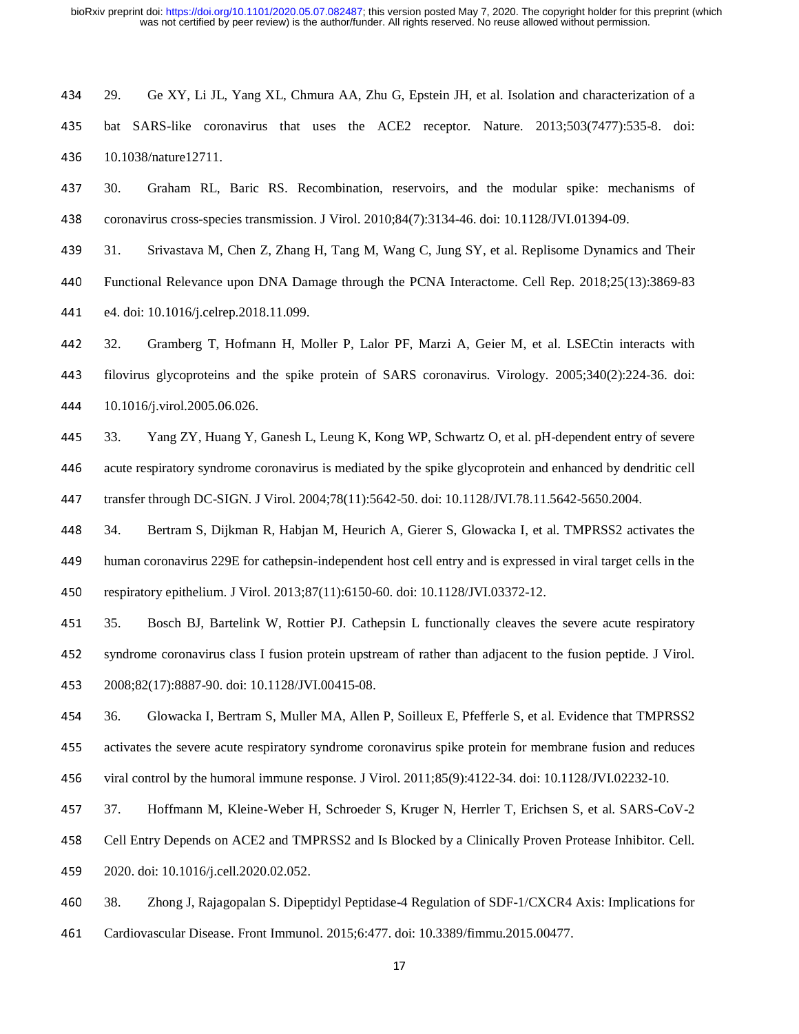29. Ge XY, Li JL, Yang XL, Chmura AA, Zhu G, Epstein JH, et al. Isolation and characterization of a bat SARS-like coronavirus that uses the ACE2 receptor. Nature. 2013;503(7477):535-8. doi: 10.1038/nature12711.

30. Graham RL, Baric RS. Recombination, reservoirs, and the modular spike: mechanisms of coronavirus cross-species transmission. J Virol. 2010;84(7):3134-46. doi: 10.1128/JVI.01394-09.

31. Srivastava M, Chen Z, Zhang H, Tang M, Wang C, Jung SY, et al. Replisome Dynamics and Their Functional Relevance upon DNA Damage through the PCNA Interactome. Cell Rep. 2018;25(13):3869-83 e4. doi: 10.1016/j.celrep.2018.11.099.

32. Gramberg T, Hofmann H, Moller P, Lalor PF, Marzi A, Geier M, et al. LSECtin interacts with filovirus glycoproteins and the spike protein of SARS coronavirus. Virology. 2005;340(2):224-36. doi: 10.1016/j.virol.2005.06.026.

33. Yang ZY, Huang Y, Ganesh L, Leung K, Kong WP, Schwartz O, et al. pH-dependent entry of severe acute respiratory syndrome coronavirus is mediated by the spike glycoprotein and enhanced by dendritic cell transfer through DC-SIGN. J Virol. 2004;78(11):5642-50. doi: 10.1128/JVI.78.11.5642-5650.2004.

34. Bertram S, Dijkman R, Habjan M, Heurich A, Gierer S, Glowacka I, et al. TMPRSS2 activates the human coronavirus 229E for cathepsin-independent host cell entry and is expressed in viral target cells in the respiratory epithelium. J Virol. 2013;87(11):6150-60. doi: 10.1128/JVI.03372-12.

35. Bosch BJ, Bartelink W, Rottier PJ. Cathepsin L functionally cleaves the severe acute respiratory syndrome coronavirus class I fusion protein upstream of rather than adjacent to the fusion peptide. J Virol. 2008;82(17):8887-90. doi: 10.1128/JVI.00415-08.

36. Glowacka I, Bertram S, Muller MA, Allen P, Soilleux E, Pfefferle S, et al. Evidence that TMPRSS2 activates the severe acute respiratory syndrome coronavirus spike protein for membrane fusion and reduces viral control by the humoral immune response. J Virol. 2011;85(9):4122-34. doi: 10.1128/JVI.02232-10.

37. Hoffmann M, Kleine-Weber H, Schroeder S, Kruger N, Herrler T, Erichsen S, et al. SARS-CoV-2 Cell Entry Depends on ACE2 and TMPRSS2 and Is Blocked by a Clinically Proven Protease Inhibitor. Cell. 2020. doi: 10.1016/j.cell.2020.02.052.

38. Zhong J, Rajagopalan S. Dipeptidyl Peptidase-4 Regulation of SDF-1/CXCR4 Axis: Implications for Cardiovascular Disease. Front Immunol. 2015;6:477. doi: 10.3389/fimmu.2015.00477.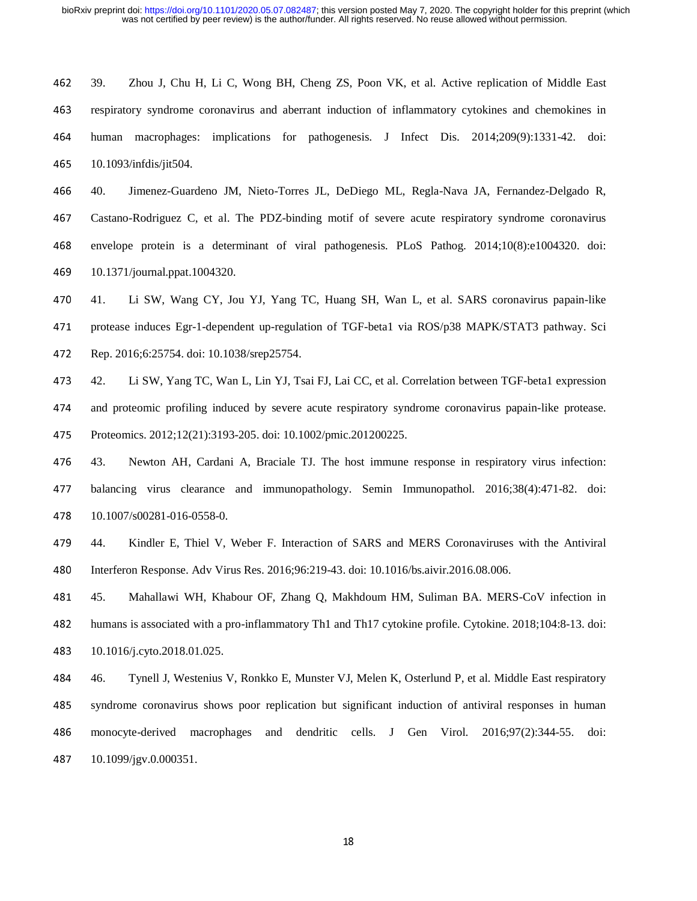39. Zhou J, Chu H, Li C, Wong BH, Cheng ZS, Poon VK, et al. Active replication of Middle East respiratory syndrome coronavirus and aberrant induction of inflammatory cytokines and chemokines in human macrophages: implications for pathogenesis. J Infect Dis. 2014;209(9):1331-42. doi: 10.1093/infdis/jit504.

40. Jimenez-Guardeno JM, Nieto-Torres JL, DeDiego ML, Regla-Nava JA, Fernandez-Delgado R, Castano-Rodriguez C, et al. The PDZ-binding motif of severe acute respiratory syndrome coronavirus envelope protein is a determinant of viral pathogenesis. PLoS Pathog. 2014;10(8):e1004320. doi: 10.1371/journal.ppat.1004320.

41. Li SW, Wang CY, Jou YJ, Yang TC, Huang SH, Wan L, et al. SARS coronavirus papain-like protease induces Egr-1-dependent up-regulation of TGF-beta1 via ROS/p38 MAPK/STAT3 pathway. Sci Rep. 2016;6:25754. doi: 10.1038/srep25754.

42. Li SW, Yang TC, Wan L, Lin YJ, Tsai FJ, Lai CC, et al. Correlation between TGF-beta1 expression and proteomic profiling induced by severe acute respiratory syndrome coronavirus papain-like protease. Proteomics. 2012;12(21):3193-205. doi: 10.1002/pmic.201200225.

43. Newton AH, Cardani A, Braciale TJ. The host immune response in respiratory virus infection: balancing virus clearance and immunopathology. Semin Immunopathol. 2016;38(4):471-82. doi: 10.1007/s00281-016-0558-0.

44. Kindler E, Thiel V, Weber F. Interaction of SARS and MERS Coronaviruses with the Antiviral Interferon Response. Adv Virus Res. 2016;96:219-43. doi: 10.1016/bs.aivir.2016.08.006.

45. Mahallawi WH, Khabour OF, Zhang Q, Makhdoum HM, Suliman BA. MERS-CoV infection in humans is associated with a pro-inflammatory Th1 and Th17 cytokine profile. Cytokine. 2018;104:8-13. doi: 10.1016/j.cyto.2018.01.025.

46. Tynell J, Westenius V, Ronkko E, Munster VJ, Melen K, Osterlund P, et al. Middle East respiratory syndrome coronavirus shows poor replication but significant induction of antiviral responses in human monocyte-derived macrophages and dendritic cells. J Gen Virol. 2016;97(2):344-55. doi: 10.1099/jgv.0.000351.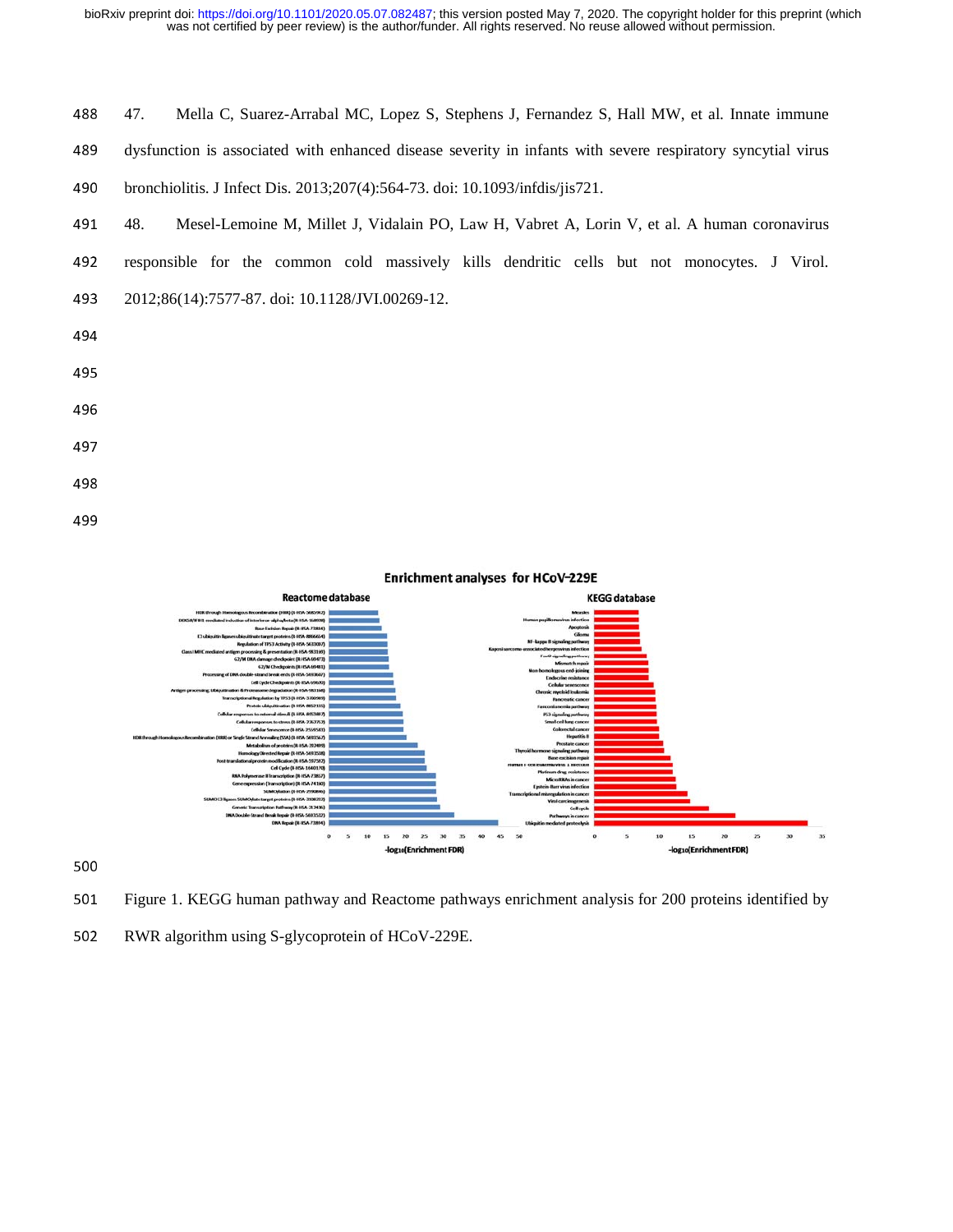47. Mella C, Suarez-Arrabal MC, Lopez S, Stephens J, Fernandez S, Hall MW, et al. Innate immune dysfunction is associated with enhanced disease severity in infants with severe respiratory syncytial virus bronchiolitis. J Infect Dis. 2013;207(4):564-73. doi: 10.1093/infdis/jis721.

48. Mesel-Lemoine M, Millet J, Vidalain PO, Law H, Vabret A, Lorin V, et al. A human coronavirus responsible for the common cold massively kills dendritic cells but not monocytes. J Virol. 2012;86(14):7577-87. doi: 10.1128/JVI.00269-12.

Figure 1. KEGG human pathway and Reactome pathways enrichment analysis for 200 proteins identified by RWR algorithm using S-glycoprotein of HCoV-229E.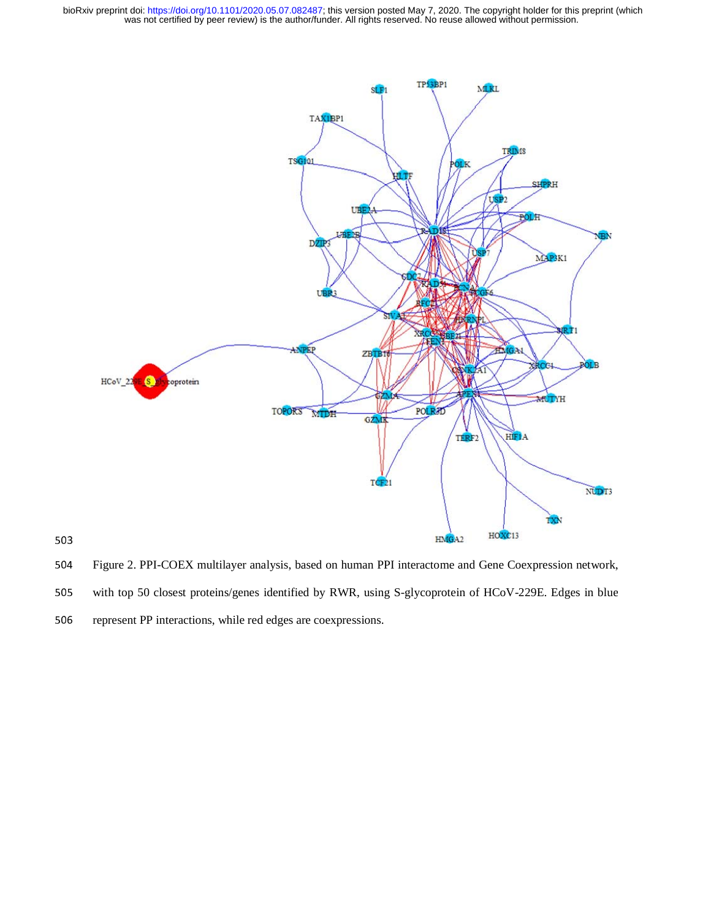Figure 2. PPI-COEX multilayer analysis, based on human PPI interactome and Gene Coexpression network, with top 50 closest proteins/genes identified by RWR, using S-glycoprotein of HCoV-229E. Edges in blue represent PP interactions, while red edges are coexpressions.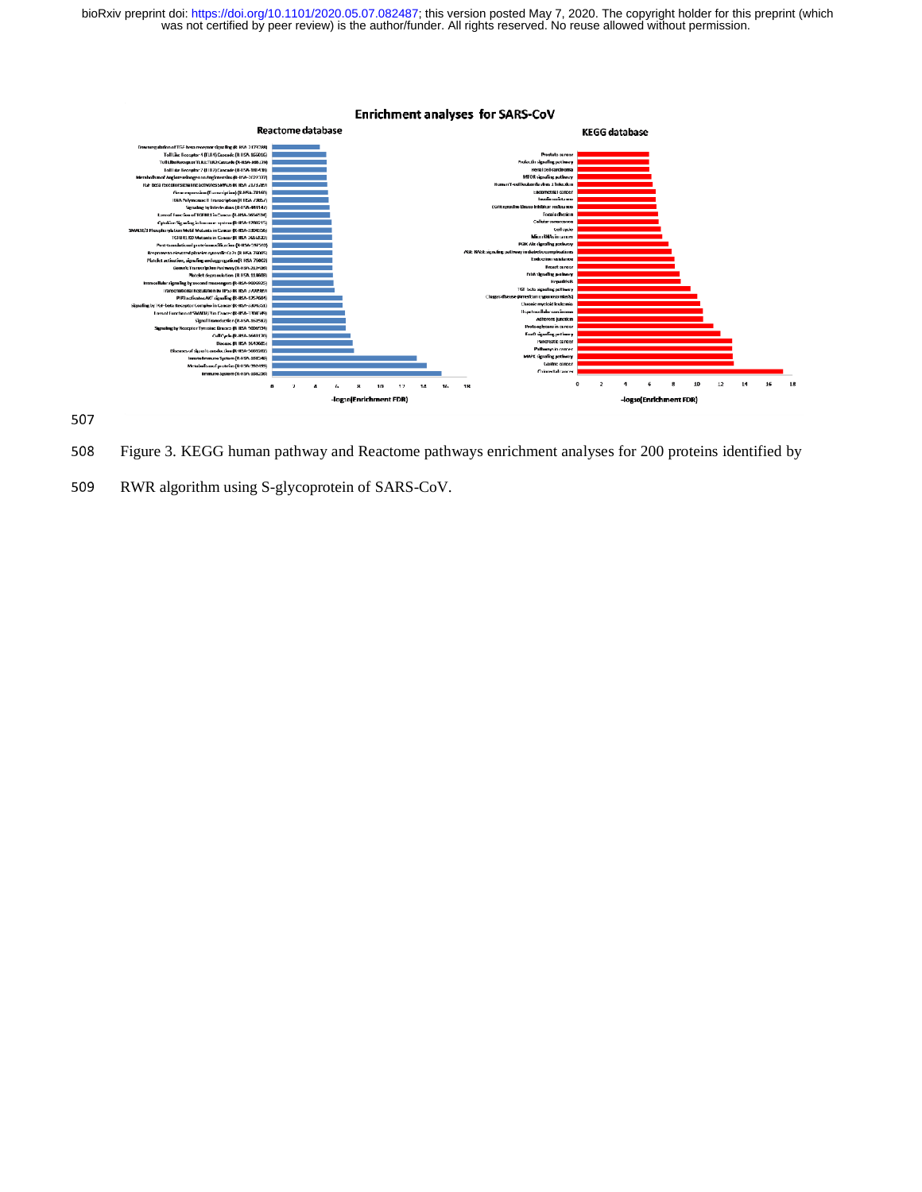Figure 3. KEGG human pathway and Reactome pathways enrichment analyses for 200 proteins identified by RWR algorithm using S-glycoprotein of SARS-CoV.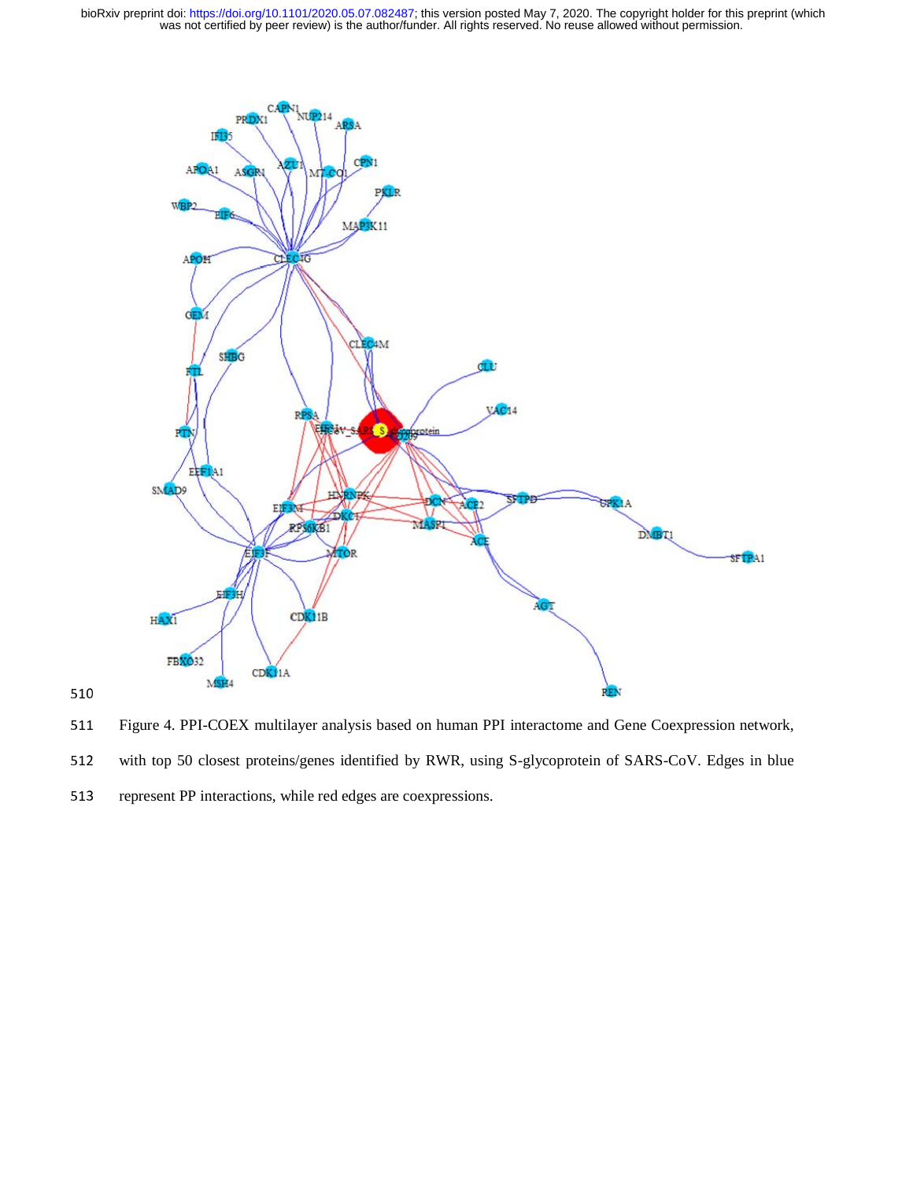Figure 4. PPI-COEX multilayer analysis based on human PPI interactome and Gene Coexpression network, with top 50 closest proteins/genes identified by RWR, using S-glycoprotein of SARS-CoV. Edges in blue represent PP interactions, while red edges are coexpressions.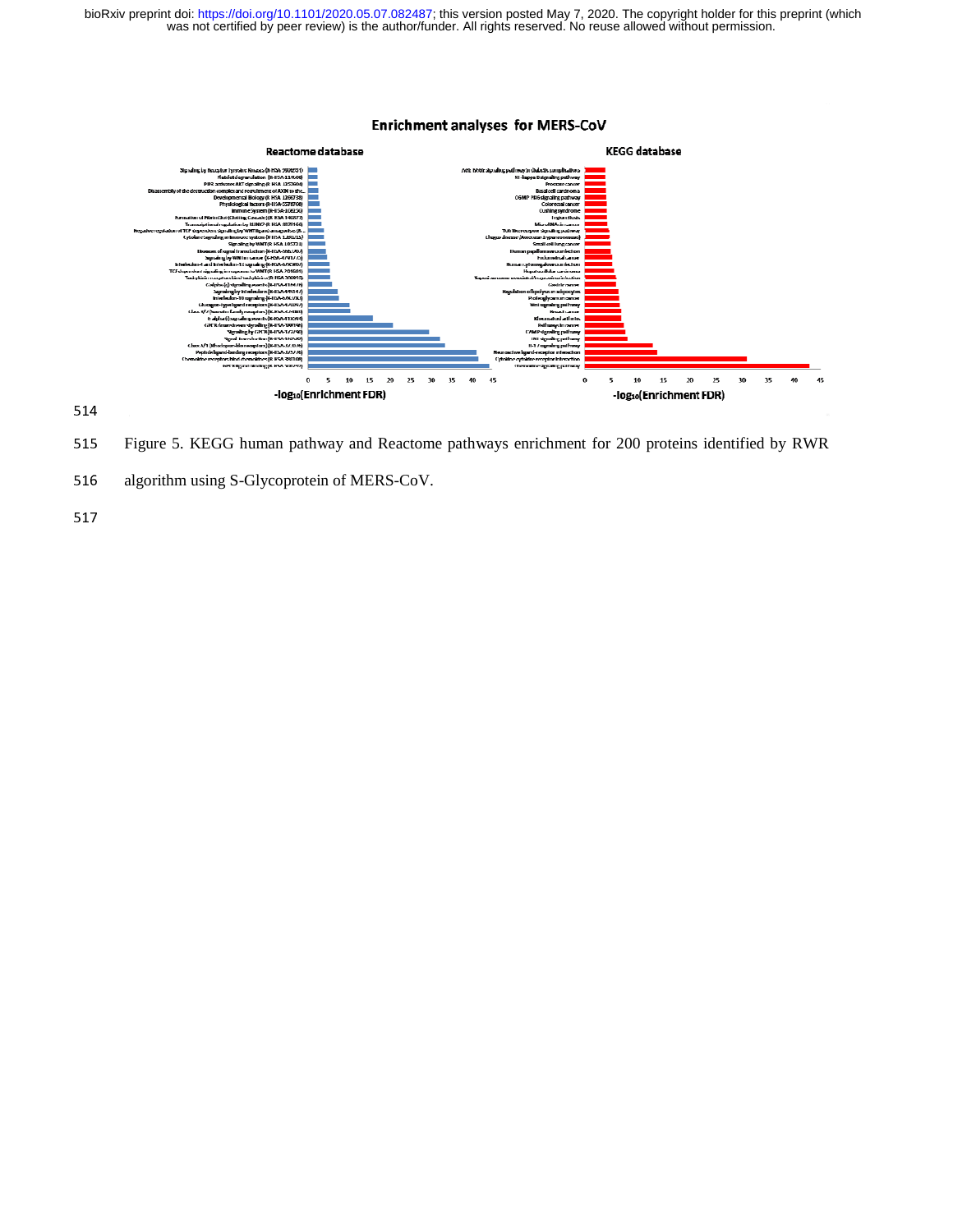Enrichment analyses for MERS-CoV

Figure 5. KEGG human pathway and Reactome pathways enrichment for 200 proteins identified by RWR algorithm using S-Glycoprotein of MERS-CoV.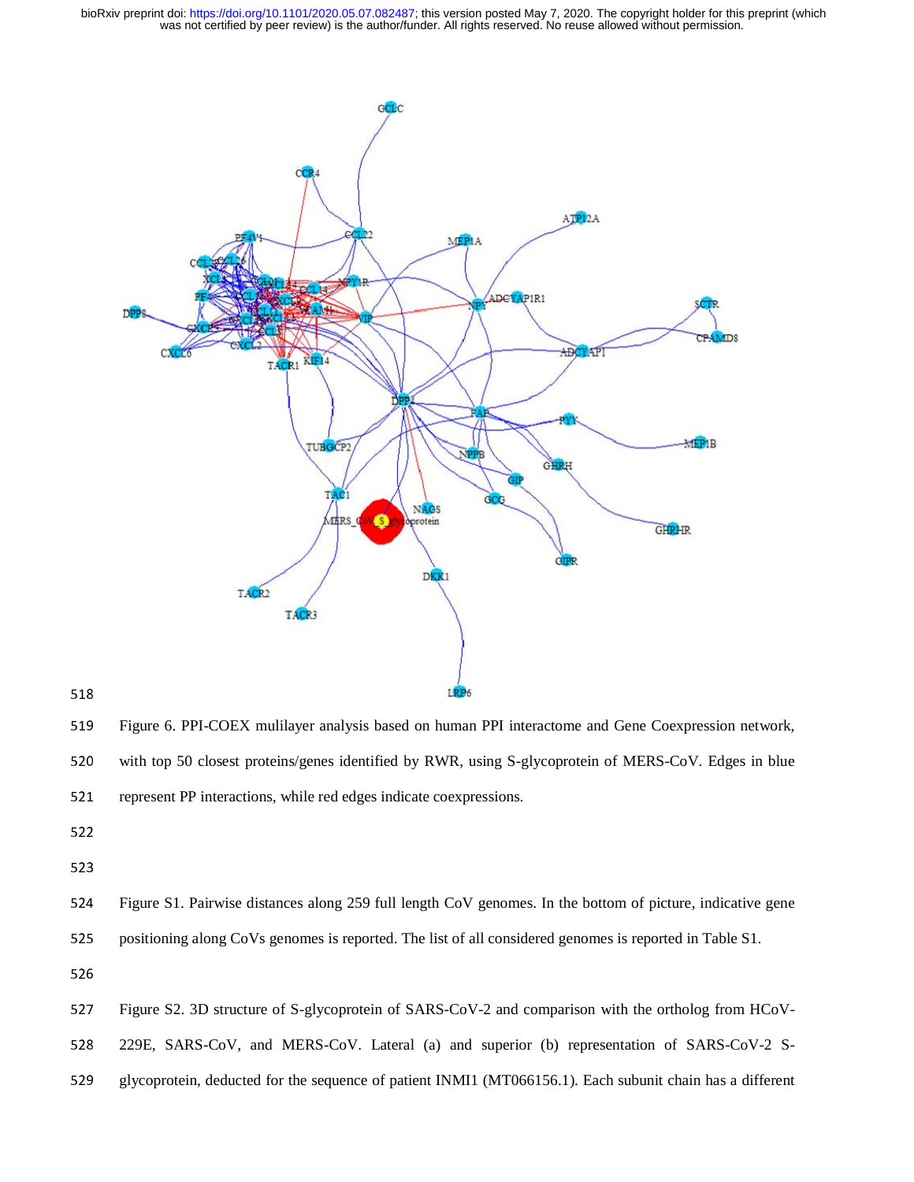Figure 6. PPI-COEX mulilayer analysis based on human PPI interactome and Gene Coexpression network, with top 50 closest proteins/genes identified by RWR, using S-glycoprotein of MERS-CoV. Edges in blue represent PP interactions, while red edges indicate coexpressions.

Figure S1. Pairwise distances along 259 full length CoV genomes. In the bottom of picture, indicative gene positioning along CoVs genomes is reported. The list of all considered genomes is reported in Table S1.

Figure S2. 3D structure of S-glycoprotein of SARS-CoV-2 and comparison with the ortholog from HCoV-229E, SARS-CoV, and MERS-CoV. Lateral (a) and superior (b) representation of SARS-CoV-2 S-glycoprotein, deducted for the sequence of patient INMI1 (MT066156.1). Each subunit chain has a different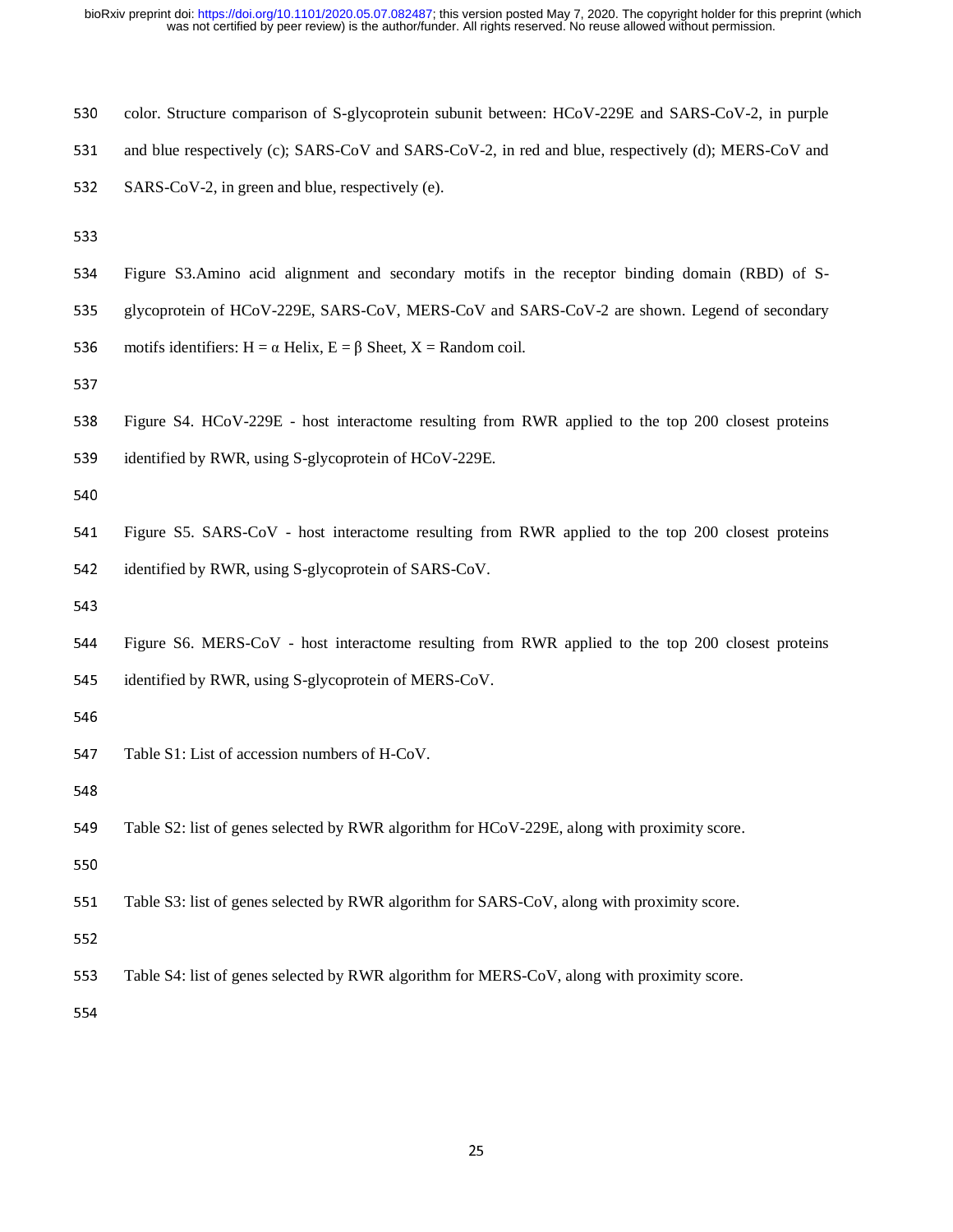color. Structure comparison of S-glycoprotein subunit between: HCoV-229E and SARS-CoV-2, in purple and blue respectively (c); SARS-CoV and SARS-CoV-2, in red and blue, respectively (d); MERS-CoV and SARS-CoV-2, in green and blue, respectively (e).

Figure S3.Amino acid alignment and secondary motifs in the receptor binding domain (RBD) of S-glycoprotein of HCoV-229E, SARS-CoV, MERS-CoV and SARS-CoV-2 are shown. Legend of secondary motifs identifiers: H = α Helix, E = β Sheet, X = Random coil.

Figure S4. HCoV-229E - host interactome resulting from RWR applied to the top 200 closest proteins identified by RWR, using S-glycoprotein of HCoV-229E.

Figure S5. SARS-CoV - host interactome resulting from RWR applied to the top 200 closest proteins identified by RWR, using S-glycoprotein of SARS-CoV.

Figure S6. MERS-CoV - host interactome resulting from RWR applied to the top 200 closest proteins identified by RWR, using S-glycoprotein of MERS-CoV.

Table S1: List of accession numbers of H-CoV.

Table S2: list of genes selected by RWR algorithm for HCoV-229E, along with proximity score.

Table S3: list of genes selected by RWR algorithm for SARS-CoV, along with proximity score.

Table S4: list of genes selected by RWR algorithm for MERS-CoV, along with proximity score.